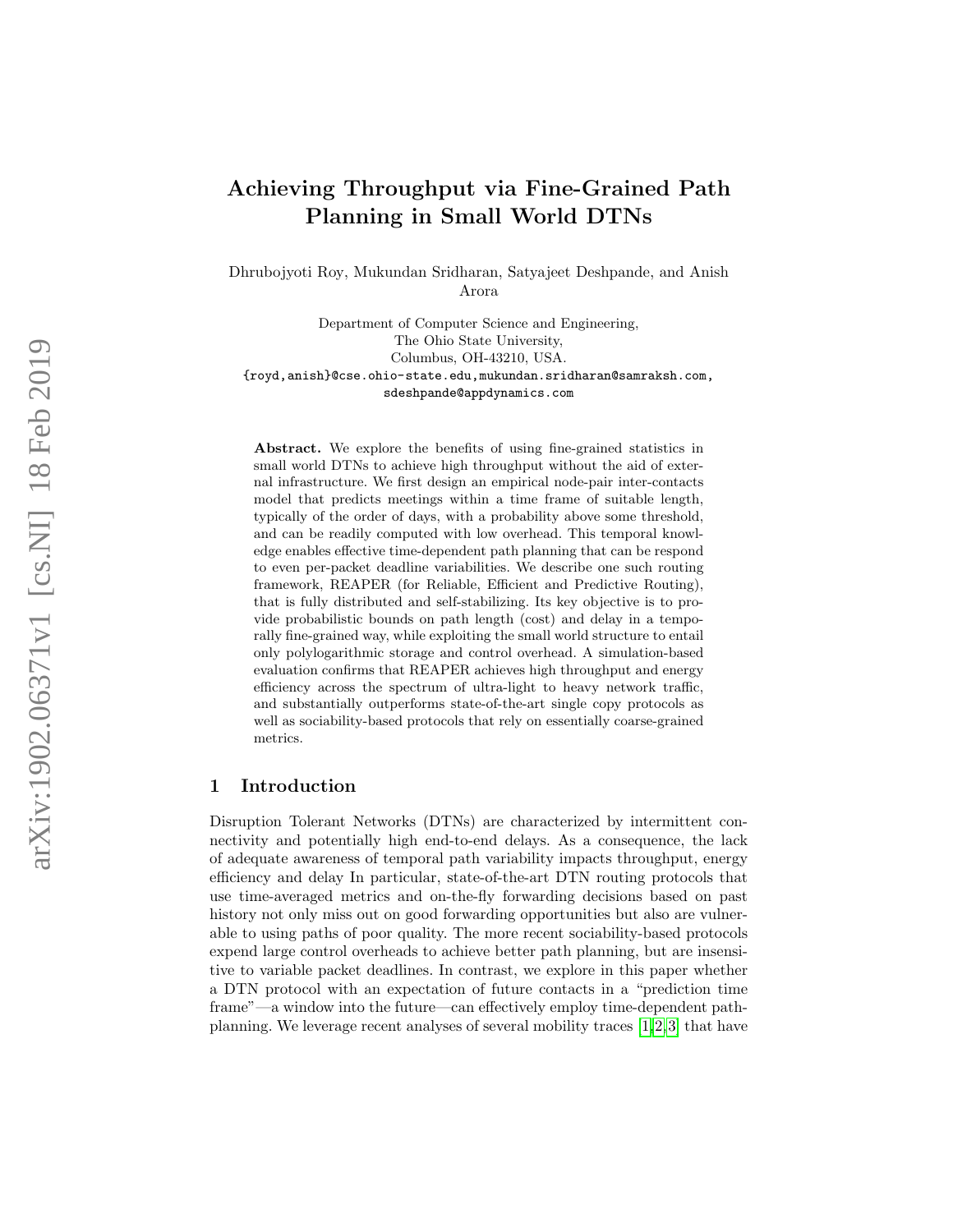# Achieving Throughput via Fine-Grained Path Planning in Small World DTNs

Dhrubojyoti Roy, Mukundan Sridharan, Satyajeet Deshpande, and Anish Arora

Department of Computer Science and Engineering,
The Ohio State University,
Columbus, OH-43210, USA.
{royd,anish}@cse.ohio-state.edu, mukundan.sridharan@samraksh.com, sdeshpande@appdynamics.com

**Abstract.** We explore the benefits of using fine-grained statistics in small world DTNs to achieve high throughput without the aid of external infrastructure. We first design an empirical node-pair inter-contacts model that predicts meetings within a time frame of suitable length, typically of the order of days, with a probability above some threshold, and can be readily computed with low overhead. This temporal knowledge enables effective time-dependent path planning that can be respond to even per-packet deadline variabilities. We describe one such routing framework, REAPER (for Reliable, Efficient and Predictive Routing), that is fully distributed and self-stabilizing. Its key objective is to provide probabilistic bounds on path length (cost) and delay in a temporally fine-grained way, while exploiting the small world structure to entail only polylogarithmic storage and control overhead. A simulation-based evaluation confirms that REAPER achieves high throughput and energy efficiency across the spectrum of ultra-light to heavy network traffic, and substantially outperforms state-of-the-art single copy protocols as well as sociability-based protocols that rely on essentially coarse-grained metrics.

## 1 Introduction

Disruption Tolerant Networks (DTNs) are characterized by intermittent connectivity and potentially high end-to-end delays. As a consequence, the lack of adequate awareness of temporal path variability impacts throughput, energy efficiency and delay In particular, state-of-the-art DTN routing protocols that use time-averaged metrics and on-the-fly forwarding decisions based on past history not only miss out on good forwarding opportunities but also are vulnerable to using paths of poor quality. The more recent sociability-based protocols expend large control overheads to achieve better path planning, but are insensitive to variable packet deadlines. In contrast, we explore in this paper whether a DTN protocol with an expectation of future contacts in a "prediction time frame"—a window into the future—can effectively employ time-dependent path-planning. We leverage recent analyses of several mobility traces [1,2,3] that have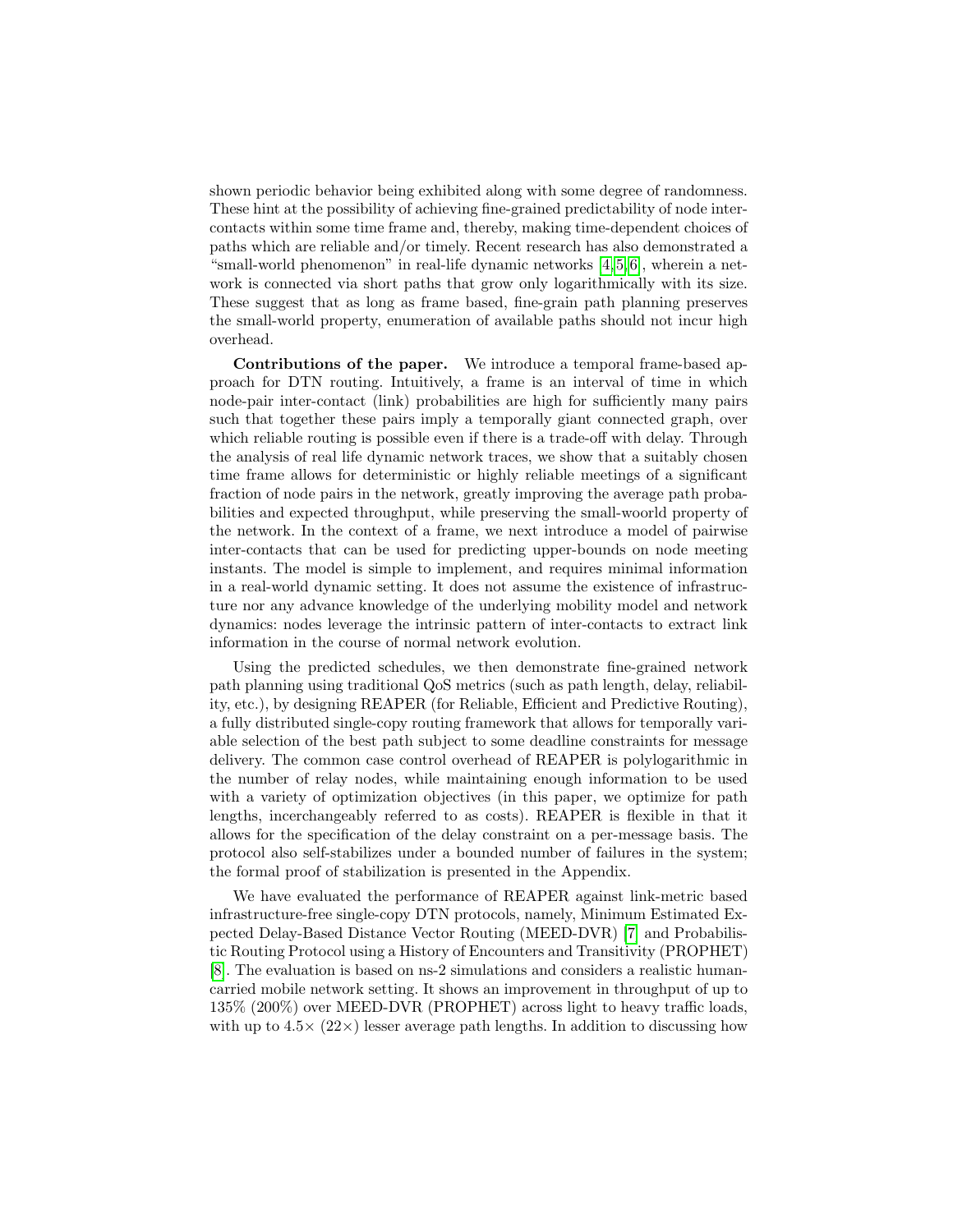shown periodic behavior being exhibited along with some degree of randomness. These hint at the possibility of achieving fine-grained predictability of node inter-contacts within some time frame and, thereby, making time-dependent choices of paths which are reliable and/or timely. Recent research has also demonstrated a "small-world phenomenon" in real-life dynamic networks [4,5,6], wherein a network is connected via short paths that grow only logarithmically with its size. These suggest that as long as frame based, fine-grain path planning preserves the small-world property, enumeration of available paths should not incur high overhead.

**Contributions of the paper.** We introduce a temporal frame-based approach for DTN routing. Intuitively, a frame is an interval of time in which node-pair inter-contact (link) probabilities are high for sufficiently many pairs such that together these pairs imply a temporally giant connected graph, over which reliable routing is possible even if there is a trade-off with delay. Through the analysis of real life dynamic network traces, we show that a suitably chosen time frame allows for deterministic or highly reliable meetings of a significant fraction of node pairs in the network, greatly improving the average path probabilities and expected throughput, while preserving the small-woorld property of the network. In the context of a frame, we next introduce a model of pairwise inter-contacts that can be used for predicting upper-bounds on node meeting instants. The model is simple to implement, and requires minimal information in a real-world dynamic setting. It does not assume the existence of infrastructure nor any advance knowledge of the underlying mobility model and network dynamics: nodes leverage the intrinsic pattern of inter-contacts to extract link information in the course of normal network evolution.

Using the predicted schedules, we then demonstrate fine-grained network path planning using traditional QoS metrics (such as path length, delay, reliability, etc.), by designing REAPER (for Reliable, Efficient and Predictive Routing), a fully distributed single-copy routing framework that allows for temporally variable selection of the best path subject to some deadline constraints for message delivery. The common case control overhead of REAPER is polylogarithmic in the number of relay nodes, while maintaining enough information to be used with a variety of optimization objectives (in this paper, we optimize for path lengths, incerchangeably referred to as costs). REAPER is flexible in that it allows for the specification of the delay constraint on a per-message basis. The protocol also self-stabilizes under a bounded number of failures in the system; the formal proof of stabilization is presented in the Appendix.

We have evaluated the performance of REAPER against link-metric based infrastructure-free single-copy DTN protocols, namely, Minimum Estimated Expected Delay-Based Distance Vector Routing (MEED-DVR) [7] and Probabilistic Routing Protocol using a History of Encounters and Transitivity (PROPHET) [8]. The evaluation is based on ns-2 simulations and considers a realistic human-carried mobile network setting. It shows an improvement in throughput of up to 135% (200%) over MEED-DVR (PROPHET) across light to heavy traffic loads, with up to 4.5× (22×) lesser average path lengths. In addition to discussing how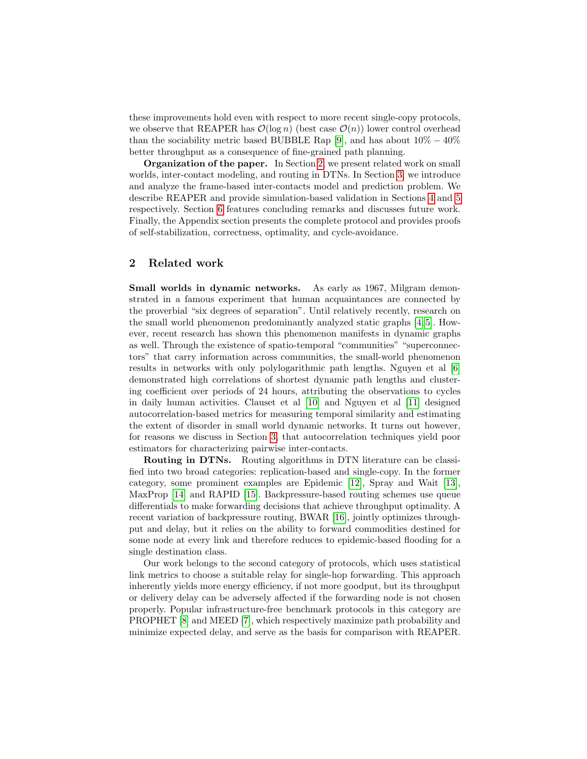these improvements hold even with respect to more recent single-copy protocols, we observe that REAPER has $\mathcal{O}(\log n)$ (best case $\mathcal{O}(n)$) lower control overhead than the sociability metric based BUBBLE Rap [9], and has about $10\% - 40\%$ better throughput as a consequence of fine-grained path planning.

**Organization of the paper.** In Section 2, we present related work on small worlds, inter-contact modeling, and routing in DTNs. In Section 3, we introduce and analyze the frame-based inter-contacts model and prediction problem. We describe REAPER and provide simulation-based validation in Sections 4 and 5 respectively. Section 6 features concluding remarks and discusses future work. Finally, the Appendix section presents the complete protocol and provides proofs of self-stabilization, correctness, optimality, and cycle-avoidance.

## 2 Related work

**Small worlds in dynamic networks.** As early as 1967, Milgram demonstrated in a famous experiment that human acquaintances are connected by the proverbial "six degrees of separation". Until relatively recently, research on the small world phenomenon predominantly analyzed static graphs [4,5]. However, recent research has shown this phenomenon manifests in dynamic graphs as well. Through the existence of spatio-temporal "communities" "superconnectors" that carry information across communities, the small-world phenomenon results in networks with only polylogarithmic path lengths. Nguyen et al [6] demonstrated high correlations of shortest dynamic path lengths and clustering coefficient over periods of 24 hours, attributing the observations to cycles in daily human activities. Clauset et al [10] and Nguyen et al [11] designed autocorrelation-based metrics for measuring temporal similarity and estimating the extent of disorder in small world dynamic networks. It turns out however, for reasons we discuss in Section 3, that autocorrelation techniques yield poor estimators for characterizing pairwise inter-contacts.

**Routing in DTNs.** Routing algorithms in DTN literature can be classified into two broad categories: replication-based and single-copy. In the former category, some prominent examples are Epidemic [12], Spray and Wait [13], MaxProp [14] and RAPID [15]. Backpressure-based routing schemes use queue differentials to make forwarding decisions that achieve throughput optimality. A recent variation of backpressure routing, BWAR [16], jointly optimizes throughput and delay, but it relies on the ability to forward commodities destined for some node at every link and therefore reduces to epidemic-based flooding for a single destination class.

Our work belongs to the second category of protocols, which uses statistical link metrics to choose a suitable relay for single-hop forwarding. This approach inherently yields more energy efficiency, if not more goodput, but its throughput or delivery delay can be adversely affected if the forwarding node is not chosen properly. Popular infrastructure-free benchmark protocols in this category are PROPHET [8] and MEED [7], which respectively maximize path probability and minimize expected delay, and serve as the basis for comparison with REAPER.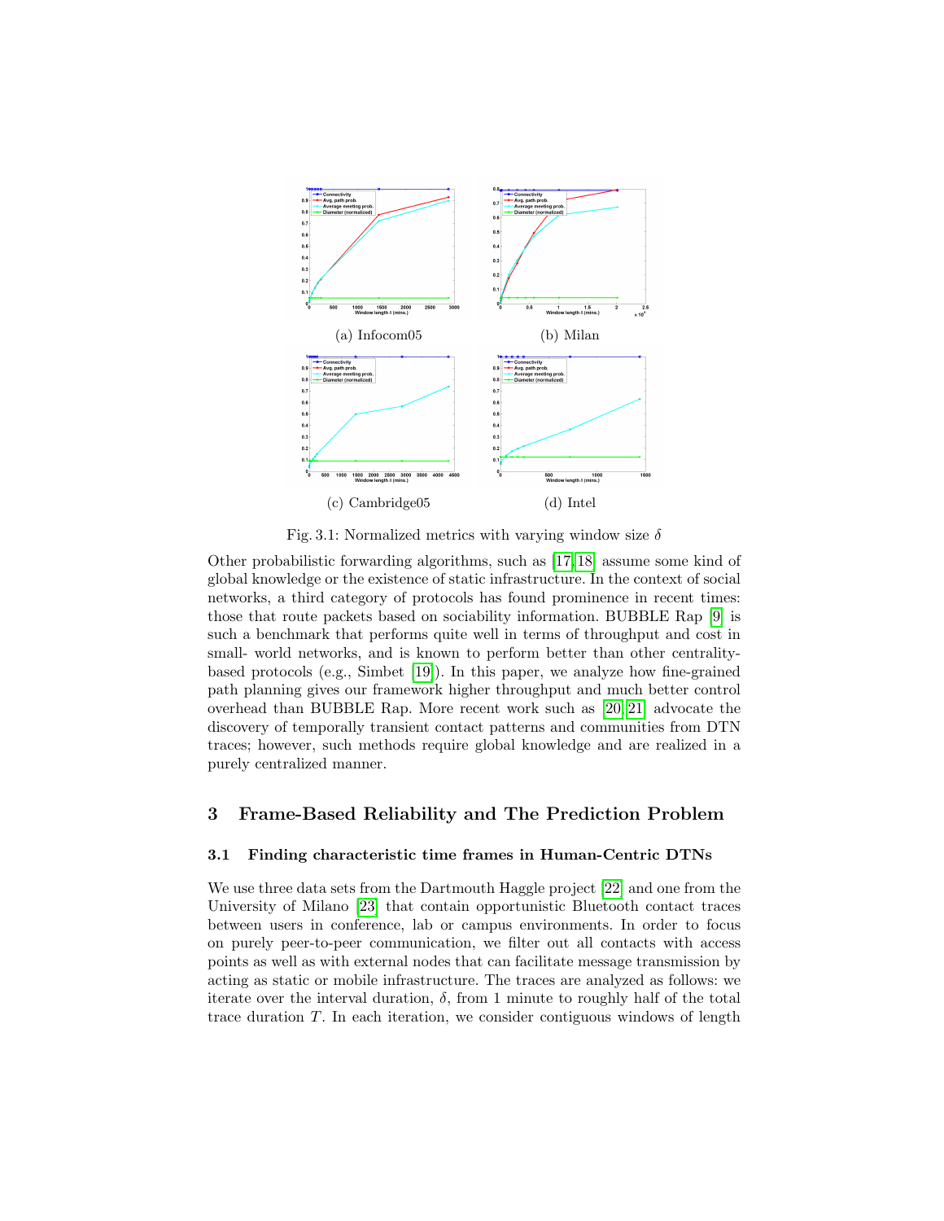(a) Infocom05

(b) Milan

(c) Cambridge05

(d) Intel

Fig. 3.1: Normalized metrics with varying window size $\delta$

Other probabilistic forwarding algorithms, such as [17, 18] assume some kind of global knowledge or the existence of static infrastructure. In the context of social networks, a third category of protocols has found prominence in recent times: those that route packets based on sociability information. BUBBLE Rap [9] is such a benchmark that performs quite well in terms of throughput and cost in small- world networks, and is known to perform better than other centrality-based protocols (e.g., Simbet [19]). In this paper, we analyze how fine-grained path planning gives our framework higher throughput and much better control overhead than BUBBLE Rap. More recent work such as [20, 21] advocate the discovery of temporally transient contact patterns and communities from DTN traces; however, such methods require global knowledge and are realized in a purely centralized manner.

## 3 Frame-Based Reliability and The Prediction Problem

### 3.1 Finding characteristic time frames in Human-Centric DTNs

We use three data sets from the Dartmouth Haggle project [22] and one from the University of Milano [23] that contain opportunistic Bluetooth contact traces between users in conference, lab or campus environments. In order to focus on purely peer-to-peer communication, we filter out all contacts with access points as well as with external nodes that can facilitate message transmission by acting as static or mobile infrastructure. The traces are analyzed as follows: we iterate over the interval duration, $\delta$, from 1 minute to roughly half of the total trace duration $T$. In each iteration, we consider contiguous windows of length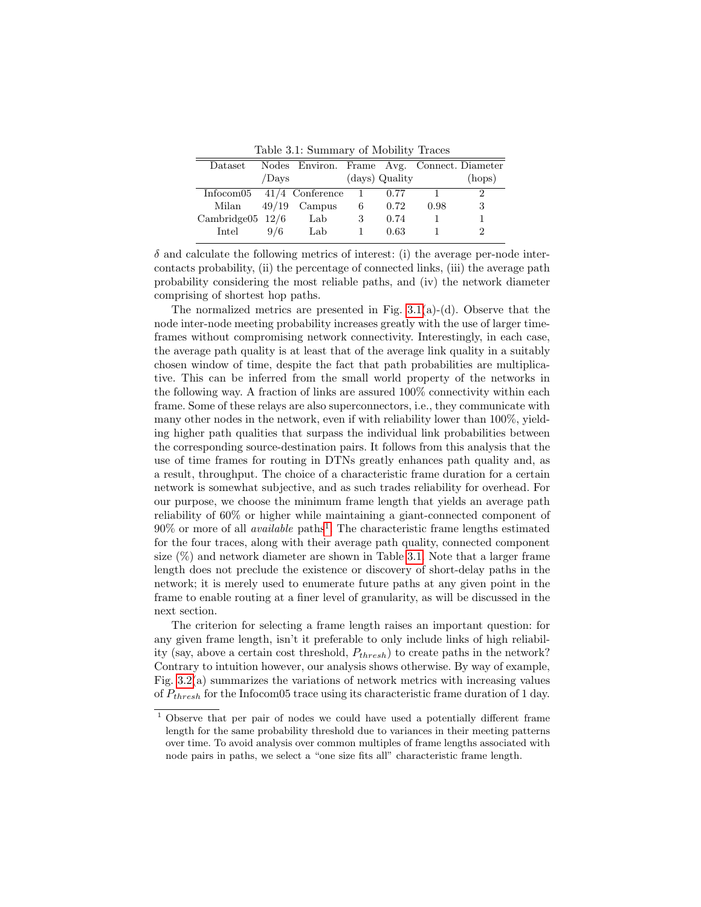Table 3.1: Summary of Mobility Traces

| Dataset | Nodes /Days | Environ. | Frame (days) | Avg. Quality | Connect. | Diameter (hops) |
|---|---|---|---|---|---|---|
| Infocom05 | 41/4 | Conference | 1 | 0.77 | 1 | 2 |
| Milan | 49/19 | Campus | 6 | 0.72 | 0.98 | 3 |
| Cambridge05 | 12/6 | Lab | 3 | 0.74 | 1 | 1 |
| Intel | 9/6 | Lab | 1 | 0.63 | 1 | 2 |

$\delta$ and calculate the following metrics of interest: (i) the average per-node inter-contacts probability, (ii) the percentage of connected links, (iii) the average path probability considering the most reliable paths, and (iv) the network diameter comprising of shortest hop paths.

The normalized metrics are presented in Fig. 3.1(a)-(d). Observe that the node inter-node meeting probability increases greatly with the use of larger time-frames without compromising network connectivity. Interestingly, in each case, the average path quality is at least that of the average link quality in a suitably chosen window of time, despite the fact that path probabilities are multiplicative. This can be inferred from the small world property of the networks in the following way. A fraction of links are assured 100% connectivity within each frame. Some of these relays are also superconnectors, i.e., they communicate with many other nodes in the network, even if with reliability lower than 100%, yielding higher path qualities that surpass the individual link probabilities between the corresponding source-destination pairs. It follows from this analysis that the use of time frames for routing in DTNs greatly enhances path quality and, as a result, throughput. The choice of a characteristic frame duration for a certain network is somewhat subjective, and as such trades reliability for overhead. For our purpose, we choose the minimum frame length that yields an average path reliability of 60% or higher while maintaining a giant-connected component of 90% or more of all *available* paths[1]. The characteristic frame lengths estimated for the four traces, along with their average path quality, connected component size (%) and network diameter are shown in Table 3.1. Note that a larger frame length does not preclude the existence or discovery of short-delay paths in the network; it is merely used to enumerate future paths at any given point in the frame to enable routing at a finer level of granularity, as will be discussed in the next section.

The criterion for selecting a frame length raises an important question: for any given frame length, isn't it preferable to only include links of high reliability (say, above a certain cost threshold, $P_{thresh}$) to create paths in the network? Contrary to intuition however, our analysis shows otherwise. By way of example, Fig. 3.2(a) summarizes the variations of network metrics with increasing values of $P_{thresh}$ for the Infocom05 trace using its characteristic frame duration of 1 day.

[1] Observe that per pair of nodes we could have used a potentially different frame length for the same probability threshold due to variances in their meeting patterns over time. To avoid analysis over common multiples of frame lengths associated with node pairs in paths, we select a "one size fits all" characteristic frame length.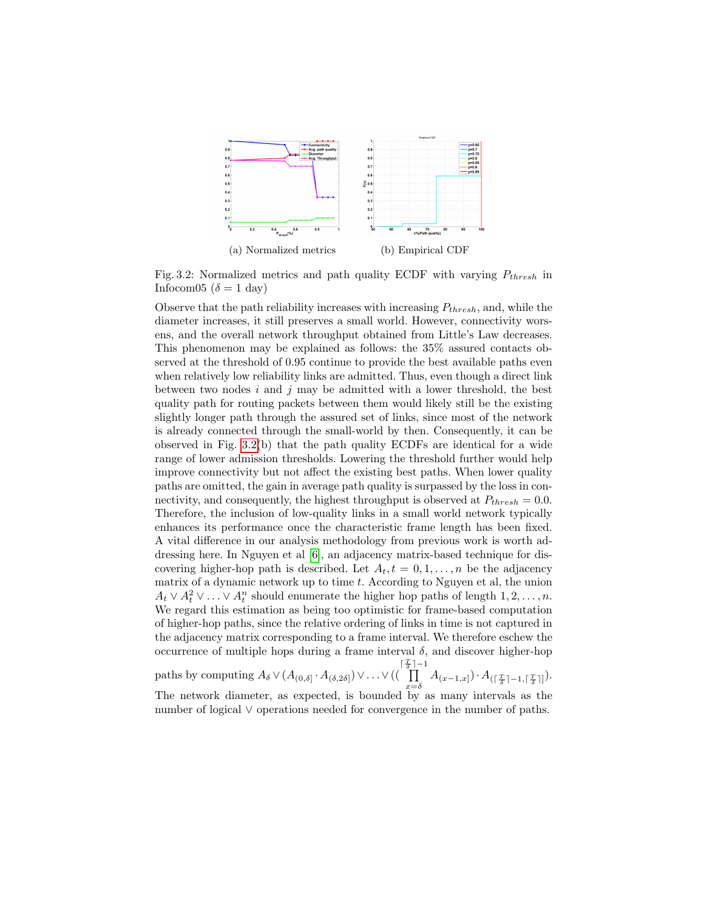(a) Normalized metrics

(b) Empirical CDF

Fig. 3.2: Normalized metrics and path quality ECDF with varying $P_{thresh}$ in Infocom05 ($\delta = 1$ day)

Observe that the path reliability increases with increasing $P_{thresh}$, and, while the diameter increases, it still preserves a small world. However, connectivity worsens, and the overall network throughput obtained from Little's Law decreases. This phenomenon may be explained as follows: the 35% assured contacts observed at the threshold of 0.95 continue to provide the best available paths even when relatively low reliability links are admitted. Thus, even though a direct link between two nodes $i$ and $j$ may be admitted with a lower threshold, the best quality path for routing packets between them would likely still be the existing slightly longer path through the assured set of links, since most of the network is already connected through the small-world by then. Consequently, it can be observed in Fig. 3.2(b) that the path quality ECDFs are identical for a wide range of lower admission thresholds. Lowering the threshold further would help improve connectivity but not affect the existing best paths. When lower quality paths are omitted, the gain in average path quality is surpassed by the loss in connectivity, and consequently, the highest throughput is observed at $P_{thresh} = 0.0$. Therefore, the inclusion of low-quality links in a small world network typically enhances its performance once the characteristic frame length has been fixed. A vital difference in our analysis methodology from previous work is worth addressing here. In Nguyen et al [6], an adjacency matrix-based technique for discovering higher-hop path is described. Let $A_t, t = 0, 1, \ldots, n$ be the adjacency matrix of a dynamic network up to time $t$. According to Nguyen et al, the union $A_t \vee A_t^2 \vee \ldots \vee A_t^n$ should enumerate the higher hop paths of length $1, 2, \ldots, n$. We regard this estimation as being too optimistic for frame-based computation of higher-hop paths, since the relative ordering of links in time is not captured in the adjacency matrix corresponding to a frame interval. We therefore eschew the occurrence of multiple hops during a frame interval $\delta$, and discover higher-hop paths by computing $A_\delta \vee (A_{(0,\delta]} \cdot A_{(\delta,2\delta]}) \vee \ldots \vee ((\prod_{x=\delta}^{\lceil \frac{T}{\delta} \rceil - 1} A_{(x-1,x]}) \cdot A_{(\lceil \frac{T}{\delta} \rceil - 1, \lceil \frac{T}{\delta} \rceil]})$. The network diameter, as expected, is bounded by as many intervals as the number of logical $\vee$ operations needed for convergence in the number of paths.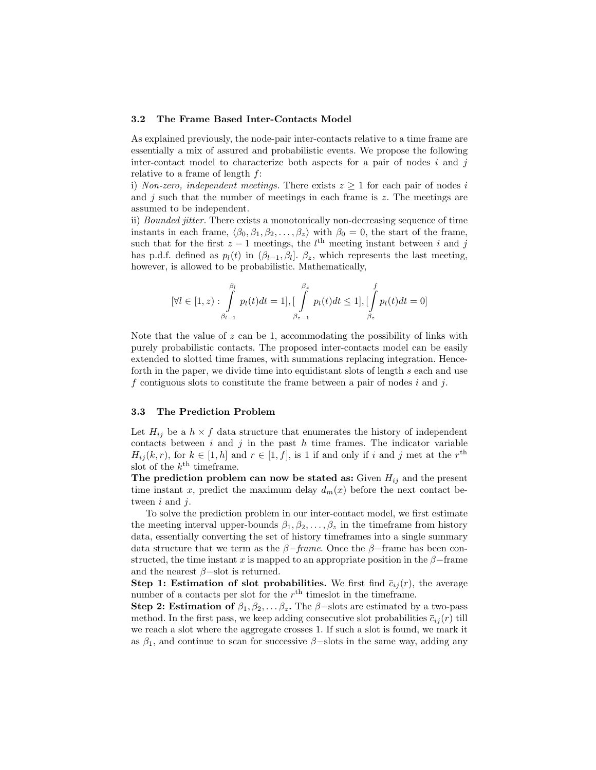### 3.2 The Frame Based Inter-Contacts Model

As explained previously, the node-pair inter-contacts relative to a time frame are essentially a mix of assured and probabilistic events. We propose the following inter-contact model to characterize both aspects for a pair of nodes $i$ and $j$ relative to a frame of length $f$:

i) *Non-zero, independent meetings.* There exists $z \geq 1$ for each pair of nodes $i$ and $j$ such that the number of meetings in each frame is $z$. The meetings are assumed to be independent.

ii) *Bounded jitter.* There exists a monotonically non-decreasing sequence of time instants in each frame, $\langle \beta_0, \beta_1, \beta_2, \ldots, \beta_z \rangle$ with $\beta_0 = 0$, the start of the frame, such that for the first $z-1$ meetings, the $l^{\text{th}}$ meeting instant between $i$ and $j$ has p.d.f. defined as $p_l(t)$ in $(\beta_{l-1}, \beta_l]$. $\beta_z$, which represents the last meeting, however, is allowed to be probabilistic. Mathematically,

$$[\forall l \in [1, z) : \int_{\beta_{l-1}}^{\beta_l} p_l(t)dt = 1], [\int_{\beta_{z-1}}^{\beta_z} p_l(t)dt \leq 1], [\int_{\beta_z}^{f} p_l(t)dt = 0]$$

Note that the value of $z$ can be 1, accommodating the possibility of links with purely probabilistic contacts. The proposed inter-contacts model can be easily extended to slotted time frames, with summations replacing integration. Henceforth in the paper, we divide time into equidistant slots of length $s$ each and use $f$ contiguous slots to constitute the frame between a pair of nodes $i$ and $j$.

### 3.3 The Prediction Problem

Let $H_{ij}$ be a $h \times f$ data structure that enumerates the history of independent contacts between $i$ and $j$ in the past $h$ time frames. The indicator variable $H_{ij}(k, r)$, for $k \in [1, h]$ and $r \in [1, f]$, is 1 if and only if $i$ and $j$ met at the $r^{\text{th}}$ slot of the $k^{\text{th}}$ timeframe.

**The prediction problem can now be stated as:** Given $H_{ij}$ and the present time instant $x$, predict the maximum delay $d_m(x)$ before the next contact between $i$ and $j$.

To solve the prediction problem in our inter-contact model, we first estimate the meeting interval upper-bounds $\beta_1, \beta_2, \ldots, \beta_z$ in the timeframe from history data, essentially converting the set of history timeframes into a single summary data structure that we term as the $\beta$*−frame*. Once the $\beta$−frame has been constructed, the time instant $x$ is mapped to an appropriate position in the $\beta$−frame and the nearest $\beta$−slot is returned.

**Step 1: Estimation of slot probabilities.** We first find $\overline{c}_{ij}(r)$, the average number of a contacts per slot for the $r^{\text{th}}$ timeslot in the timeframe.

**Step 2: Estimation of $\beta_1, \beta_2, \ldots \beta_z$.** The $\beta$−slots are estimated by a two-pass method. In the first pass, we keep adding consecutive slot probabilities $\overline{c}_{ij}(r)$ till we reach a slot where the aggregate crosses 1. If such a slot is found, we mark it as $\beta_1$, and continue to scan for successive $\beta$−slots in the same way, adding any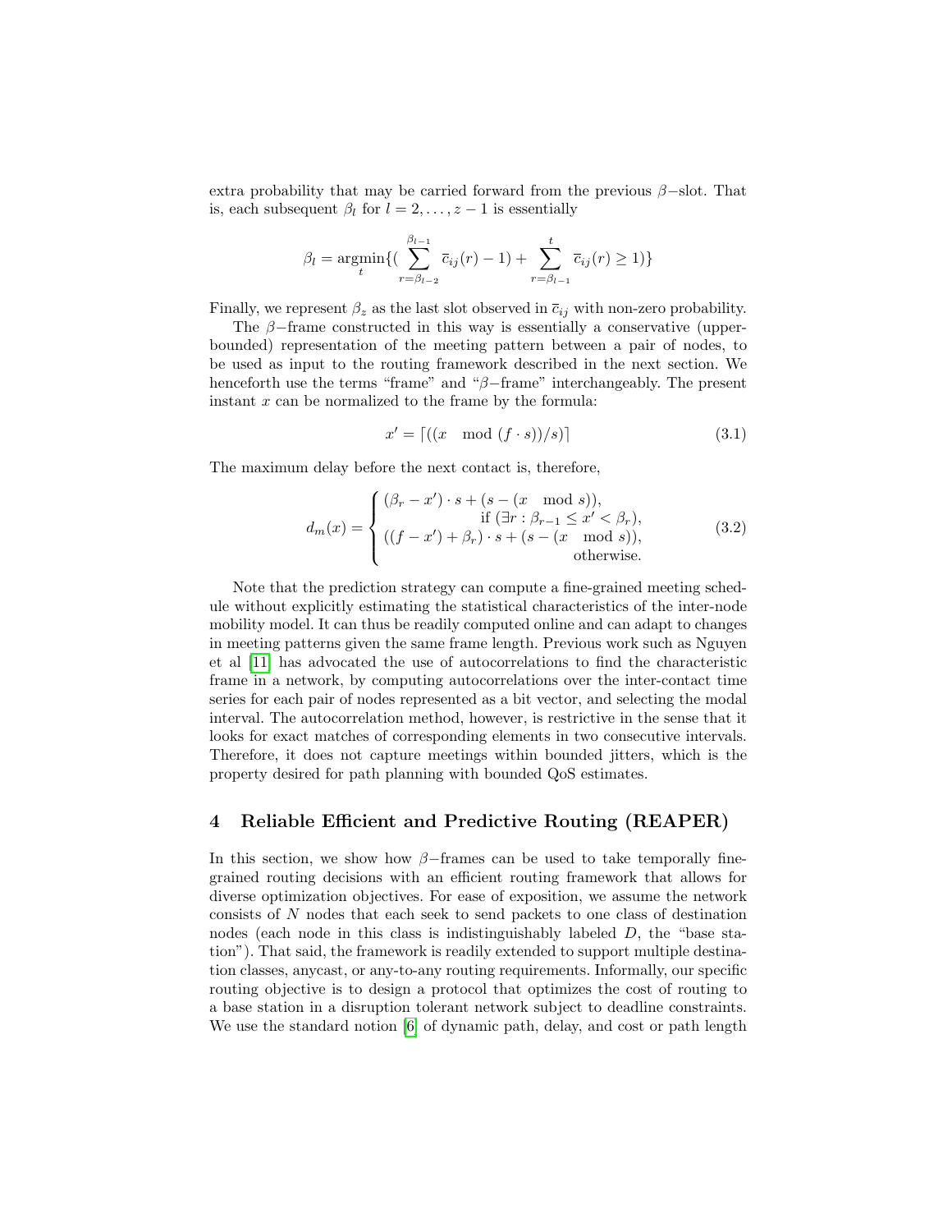extra probability that may be carried forward from the previous $\beta-$slot. That is, each subsequent $\beta_l$ for $l = 2, \ldots, z-1$ is essentially

$$\beta_l = \underset{t}{\operatorname{argmin}}\{(\sum_{r=\beta_{l-2}}^{\beta_{l-1}} \overline{c}_{ij}(r) - 1) + \sum_{r=\beta_{l-1}}^{t} \overline{c}_{ij}(r) \geq 1)\}$$

Finally, we represent $\beta_z$ as the last slot observed in $\overline{c}_{ij}$ with non-zero probability.

The $\beta-$frame constructed in this way is essentially a conservative (upper-bounded) representation of the meeting pattern between a pair of nodes, to be used as input to the routing framework described in the next section. We henceforth use the terms "frame" and "$\beta-$frame" interchangeably. The present instant $x$ can be normalized to the frame by the formula:

$$x' = \lceil((x \mod (f \cdot s))/s)\rceil \tag{3.1}$$

The maximum delay before the next contact is, therefore,

$$d_m(x) = \begin{cases} (\beta_r - x') \cdot s + (s - (x \mod s)), \\ \qquad\qquad\qquad \text{if } (\exists r : \beta_{r-1} \leq x' < \beta_r), \\ ((f - x') + \beta_r) \cdot s + (s - (x \mod s)), \\ \qquad\qquad\qquad \text{otherwise.} \end{cases} \tag{3.2}$$

Note that the prediction strategy can compute a fine-grained meeting schedule without explicitly estimating the statistical characteristics of the inter-node mobility model. It can thus be readily computed online and can adapt to changes in meeting patterns given the same frame length. Previous work such as Nguyen et al [11] has advocated the use of autocorrelations to find the characteristic frame in a network, by computing autocorrelations over the inter-contact time series for each pair of nodes represented as a bit vector, and selecting the modal interval. The autocorrelation method, however, is restrictive in the sense that it looks for exact matches of corresponding elements in two consecutive intervals. Therefore, it does not capture meetings within bounded jitters, which is the property desired for path planning with bounded QoS estimates.

## 4 Reliable Efficient and Predictive Routing (REAPER)

In this section, we show how $\beta-$frames can be used to take temporally fine-grained routing decisions with an efficient routing framework that allows for diverse optimization objectives. For ease of exposition, we assume the network consists of $N$ nodes that each seek to send packets to one class of destination nodes (each node in this class is indistinguishably labeled $D$, the "base station"). That said, the framework is readily extended to support multiple destination classes, anycast, or any-to-any routing requirements. Informally, our specific routing objective is to design a protocol that optimizes the cost of routing to a base station in a disruption tolerant network subject to deadline constraints. We use the standard notion [6] of dynamic path, delay, and cost or path length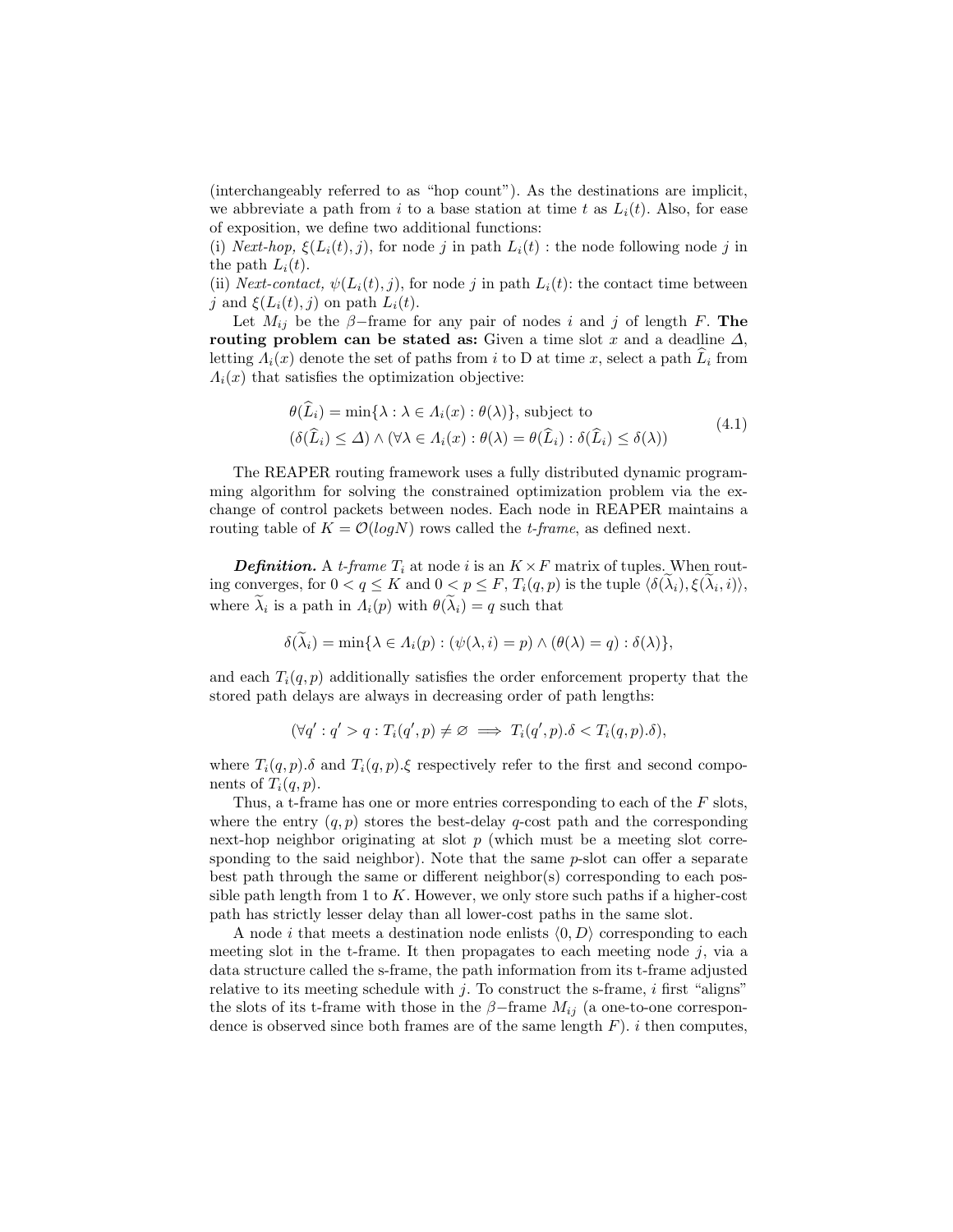(interchangeably referred to as "hop count"). As the destinations are implicit, we abbreviate a path from $i$ to a base station at time $t$ as $L_i(t)$. Also, for ease of exposition, we define two additional functions:
(i) *Next-hop*, $\xi(L_i(t), j)$, for node $j$ in path $L_i(t)$ : the node following node $j$ in the path $L_i(t)$.
(ii) *Next-contact*, $\psi(L_i(t), j)$, for node $j$ in path $L_i(t)$: the contact time between $j$ and $\xi(L_i(t), j)$ on path $L_i(t)$.

Let $M_{ij}$ be the $\beta-$frame for any pair of nodes $i$ and $j$ of length $F$. **The routing problem can be stated as:** Given a time slot $x$ and a deadline $\Delta$, letting $\Lambda_i(x)$ denote the set of paths from $i$ to D at time $x$, select a path $\widehat{L}_i$ from $\Lambda_i(x)$ that satisfies the optimization objective:

$$
\begin{aligned}
&\theta(\widehat{L}_i) = \min\{\lambda : \lambda \in \Lambda_i(x) : \theta(\lambda)\}, \text{ subject to} \\
&(\delta(\widehat{L}_i) \leq \Delta) \wedge (\forall \lambda \in \Lambda_i(x) : \theta(\lambda) = \theta(\widehat{L}_i) : \delta(\widehat{L}_i) \leq \delta(\lambda))
\end{aligned}
\tag{4.1}
$$

The REAPER routing framework uses a fully distributed dynamic programming algorithm for solving the constrained optimization problem via the exchange of control packets between nodes. Each node in REAPER maintains a routing table of $K = \mathcal{O}(logN)$ rows called the *t-frame*, as defined next.

***Definition.*** A *t-frame* $T_i$ at node $i$ is an $K \times F$ matrix of tuples. When routing converges, for $0 < q \leq K$ and $0 < p \leq F$, $T_i(q,p)$ is the tuple $\langle \delta(\widetilde{\lambda}_i), \xi(\widetilde{\lambda}_i, i) \rangle$, where $\widetilde{\lambda}_i$ is a path in $\Lambda_i(p)$ with $\theta(\widetilde{\lambda}_i) = q$ such that

$$
\delta(\widetilde{\lambda}_i) = \min\{\lambda \in \Lambda_i(p) : (\psi(\lambda, i) = p) \wedge (\theta(\lambda) = q) : \delta(\lambda)\},
$$

and each $T_i(q,p)$ additionally satisfies the order enforcement property that the stored path delays are always in decreasing order of path lengths:

$$
(\forall q' : q' > q : T_i(q', p) \neq \varnothing \implies T_i(q', p).\delta < T_i(q, p).\delta),
$$

where $T_i(q,p).\delta$ and $T_i(q,p).\xi$ respectively refer to the first and second components of $T_i(q,p)$.

Thus, a t-frame has one or more entries corresponding to each of the $F$ slots, where the entry $(q,p)$ stores the best-delay $q$-cost path and the corresponding next-hop neighbor originating at slot $p$ (which must be a meeting slot corresponding to the said neighbor). Note that the same $p$-slot can offer a separate best path through the same or different neighbor(s) corresponding to each possible path length from 1 to $K$. However, we only store such paths if a higher-cost path has strictly lesser delay than all lower-cost paths in the same slot.

A node $i$ that meets a destination node enlists $\langle 0, D \rangle$ corresponding to each meeting slot in the t-frame. It then propagates to each meeting node $j$, via a data structure called the s-frame, the path information from its t-frame adjusted relative to its meeting schedule with $j$. To construct the s-frame, $i$ first "aligns" the slots of its t-frame with those in the $\beta-$frame $M_{ij}$ (a one-to-one correspondence is observed since both frames are of the same length $F$). $i$ then computes,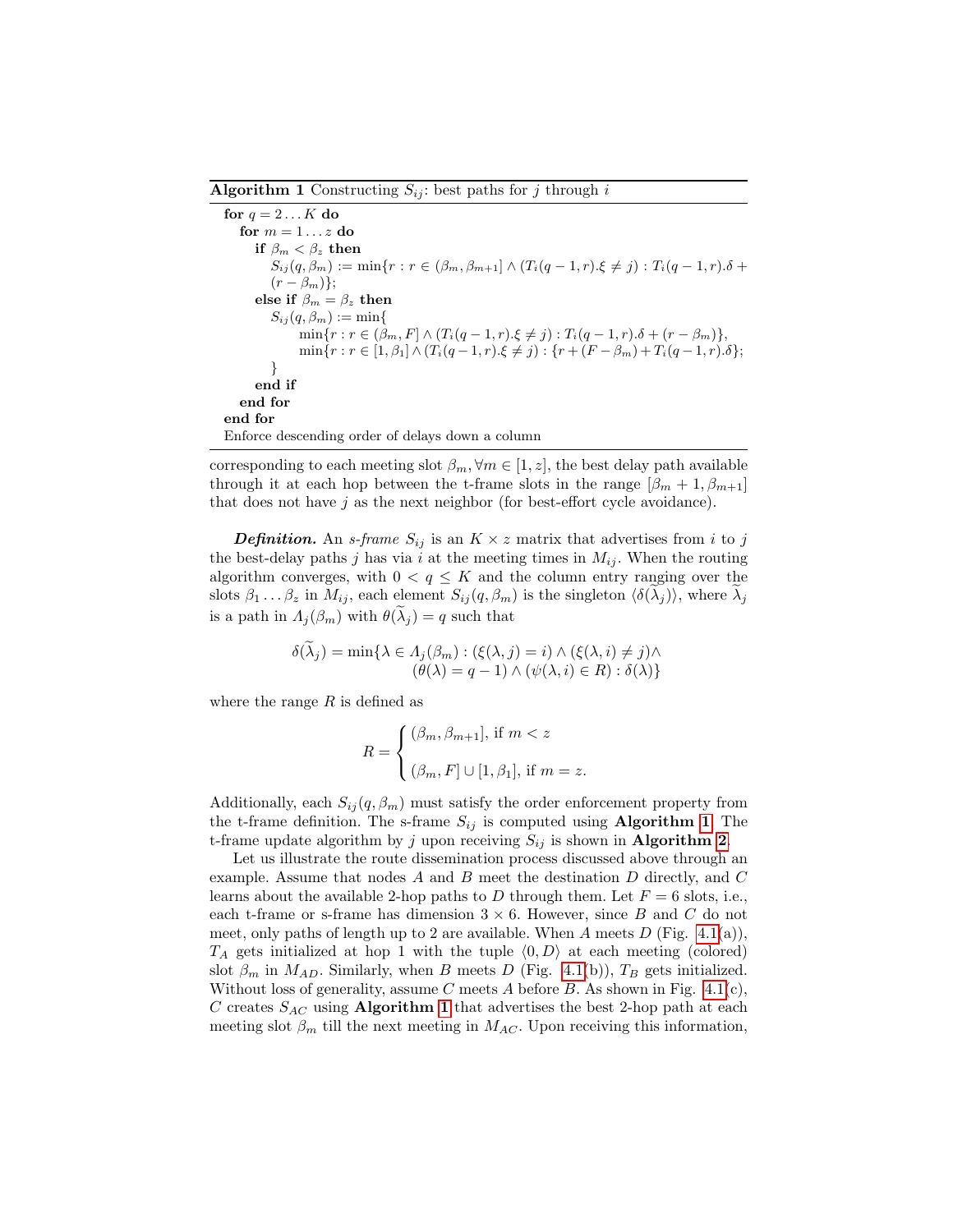**Algorithm 1** Constructing $S_{ij}$: best paths for $j$ through $i$

```
for q = 2...K do
  for m = 1...z do
    if β_m < β_z then
      S_ij(q, β_m) := min{r : r ∈ (β_m, β_{m+1}] ∧ (T_i(q−1, r).ξ ≠ j) : T_i(q−1, r).δ +
      (r − β_m)};
    else if β_m = β_z then
      S_ij(q, β_m) := min{
            min{r : r ∈ (β_m, F] ∧ (T_i(q−1, r).ξ ≠ j) : T_i(q−1, r).δ + (r − β_m)},
            min{r : r ∈ [1, β_1] ∧ (T_i(q−1, r).ξ ≠ j) : {r + (F − β_m) + T_i(q−1, r).δ};
      }
    end if
  end for
end for
Enforce descending order of delays down a column
```

corresponding to each meeting slot $\beta_m, \forall m \in [1, z]$, the best delay path available through it at each hop between the t-frame slots in the range $[\beta_m + 1, \beta_{m+1}]$ that does not have $j$ as the next neighbor (for best-effort cycle avoidance).

***Definition.*** An *s-frame* $S_{ij}$ is an $K \times z$ matrix that advertises from $i$ to $j$ the best-delay paths $j$ has via $i$ at the meeting times in $M_{ij}$. When the routing algorithm converges, with $0 < q \leq K$ and the column entry ranging over the slots $\beta_1 \ldots \beta_z$ in $M_{ij}$, each element $S_{ij}(q, \beta_m)$ is the singleton $\langle \delta(\widetilde{\lambda}_j) \rangle$, where $\widetilde{\lambda}_j$ is a path in $\Lambda_j(\beta_m)$ with $\theta(\widetilde{\lambda}_j) = q$ such that

$$\delta(\widetilde{\lambda}_j) = \min\{\lambda \in \Lambda_j(\beta_m) : (\xi(\lambda, j) = i) \wedge (\xi(\lambda, i) \neq j) \wedge \\ (\theta(\lambda) = q - 1) \wedge (\psi(\lambda, i) \in R) : \delta(\lambda)\}$$

where the range $R$ is defined as

$$R = \begin{cases} (\beta_m, \beta_{m+1}], \text{ if } m < z \\ \\ (\beta_m, F] \cup [1, \beta_1], \text{ if } m = z. \end{cases}$$

Additionally, each $S_{ij}(q, \beta_m)$ must satisfy the order enforcement property from the t-frame definition. The s-frame $S_{ij}$ is computed using **Algorithm 1**. The t-frame update algorithm by $j$ upon receiving $S_{ij}$ is shown in **Algorithm 2**.

Let us illustrate the route dissemination process discussed above through an example. Assume that nodes $A$ and $B$ meet the destination $D$ directly, and $C$ learns about the available 2-hop paths to $D$ through them. Let $F = 6$ slots, i.e., each t-frame or s-frame has dimension $3 \times 6$. However, since $B$ and $C$ do not meet, only paths of length up to 2 are available. When $A$ meets $D$ (Fig. 4.1(a)), $T_A$ gets initialized at hop 1 with the tuple $\langle 0, D \rangle$ at each meeting (colored) slot $\beta_m$ in $M_{AD}$. Similarly, when $B$ meets $D$ (Fig. 4.1(b)), $T_B$ gets initialized. Without loss of generality, assume $C$ meets $A$ before $B$. As shown in Fig. 4.1(c), $C$ creates $S_{AC}$ using **Algorithm 1** that advertises the best 2-hop path at each meeting slot $\beta_m$ till the next meeting in $M_{AC}$. Upon receiving this information,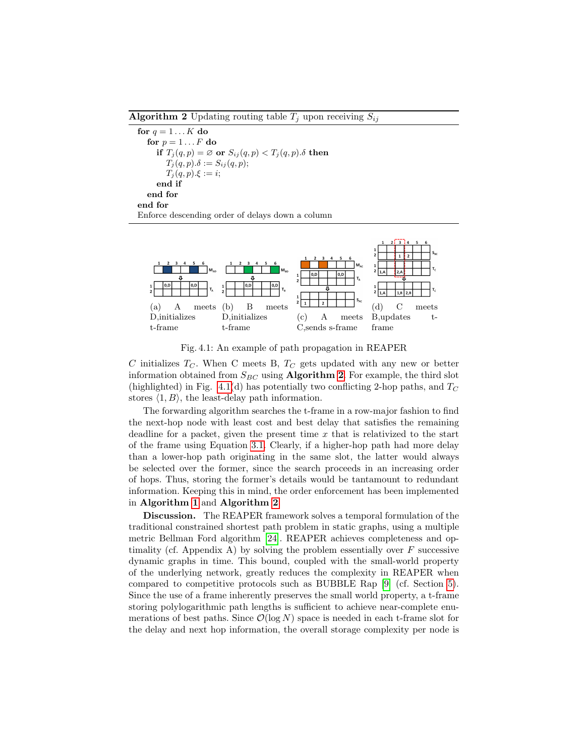**Algorithm 2** Updating routing table $T_j$ upon receiving $S_{ij}$

```
for q = 1...K do
  for p = 1...F do
    if T_j(q,p) = ∅ or S_ij(q,p) < T_j(q,p).δ then
      T_j(q,p).δ := S_ij(q,p);
      T_j(q,p).ξ := i;
    end if
  end for
end for
Enforce descending order of delays down a column
```

(a) A meets D, initializes t-frame (b) B meets D, initializes t-frame (c) A meets C, sends s-frame (d) C meets B, updates t-frame

Fig. 4.1: An example of path propagation in REAPER

$C$ initializes $T_C$. When C meets B, $T_C$ gets updated with any new or better information obtained from $S_{BC}$ using **Algorithm 2**. For example, the third slot (highlighted) in Fig. 4.1(d) has potentially two conflicting 2-hop paths, and $T_C$ stores $\langle 1, B\rangle$, the least-delay path information.

The forwarding algorithm searches the t-frame in a row-major fashion to find the next-hop node with least cost and best delay that satisfies the remaining deadline for a packet, given the present time $x$ that is relativized to the start of the frame using Equation 3.1. Clearly, if a higher-hop path had more delay than a lower-hop path originating in the same slot, the latter would always be selected over the former, since the search proceeds in an increasing order of hops. Thus, storing the former's details would be tantamount to redundant information. Keeping this in mind, the order enforcement has been implemented in **Algorithm 1** and **Algorithm 2**.

**Discussion.** The REAPER framework solves a temporal formulation of the traditional constrained shortest path problem in static graphs, using a multiple metric Bellman Ford algorithm [24]. REAPER achieves completeness and optimality (cf. Appendix A) by solving the problem essentially over $F$ successive dynamic graphs in time. This bound, coupled with the small-world property of the underlying network, greatly reduces the complexity in REAPER when compared to competitive protocols such as BUBBLE Rap [9] (cf. Section 5). Since the use of a frame inherently preserves the small world property, a t-frame storing polylogarithmic path lengths is sufficient to achieve near-complete enumerations of best paths. Since $\mathcal{O}(\log N)$ space is needed in each t-frame slot for the delay and next hop information, the overall storage complexity per node is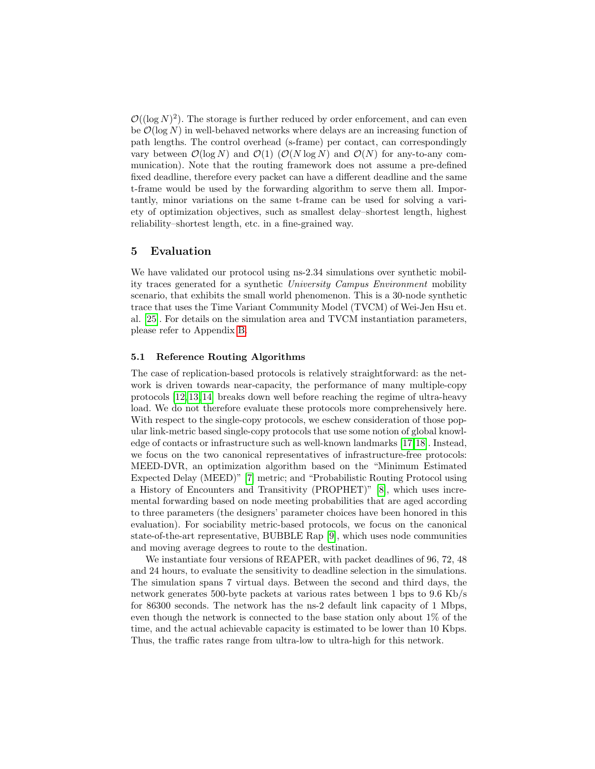$\mathcal{O}((\log N)^2)$. The storage is further reduced by order enforcement, and can even be $\mathcal{O}(\log N)$ in well-behaved networks where delays are an increasing function of path lengths. The control overhead (s-frame) per contact, can correspondingly vary between $\mathcal{O}(\log N)$ and $\mathcal{O}(1)$ ($\mathcal{O}(N \log N)$ and $\mathcal{O}(N)$ for any-to-any communication). Note that the routing framework does not assume a pre-defined fixed deadline, therefore every packet can have a different deadline and the same t-frame would be used by the forwarding algorithm to serve them all. Importantly, minor variations on the same t-frame can be used for solving a variety of optimization objectives, such as smallest delay–shortest length, highest reliability–shortest length, etc. in a fine-grained way.

## 5 Evaluation

We have validated our protocol using ns-2.34 simulations over synthetic mobility traces generated for a synthetic *University Campus Environment* mobility scenario, that exhibits the small world phenomenon. This is a 30-node synthetic trace that uses the Time Variant Community Model (TVCM) of Wei-Jen Hsu et. al. [25]. For details on the simulation area and TVCM instantiation parameters, please refer to Appendix B.

### 5.1 Reference Routing Algorithms

The case of replication-based protocols is relatively straightforward: as the network is driven towards near-capacity, the performance of many multiple-copy protocols [12,13,14] breaks down well before reaching the regime of ultra-heavy load. We do not therefore evaluate these protocols more comprehensively here. With respect to the single-copy protocols, we eschew consideration of those popular link-metric based single-copy protocols that use some notion of global knowledge of contacts or infrastructure such as well-known landmarks [17,18]. Instead, we focus on the two canonical representatives of infrastructure-free protocols: MEED-DVR, an optimization algorithm based on the "Minimum Estimated Expected Delay (MEED)" [7] metric; and "Probabilistic Routing Protocol using a History of Encounters and Transitivity (PROPHET)" [8], which uses incremental forwarding based on node meeting probabilities that are aged according to three parameters (the designers' parameter choices have been honored in this evaluation). For sociability metric-based protocols, we focus on the canonical state-of-the-art representative, BUBBLE Rap [9], which uses node communities and moving average degrees to route to the destination.

We instantiate four versions of REAPER, with packet deadlines of 96, 72, 48 and 24 hours, to evaluate the sensitivity to deadline selection in the simulations. The simulation spans 7 virtual days. Between the second and third days, the network generates 500-byte packets at various rates between 1 bps to 9.6 Kb/s for 86300 seconds. The network has the ns-2 default link capacity of 1 Mbps, even though the network is connected to the base station only about 1% of the time, and the actual achievable capacity is estimated to be lower than 10 Kbps. Thus, the traffic rates range from ultra-low to ultra-high for this network.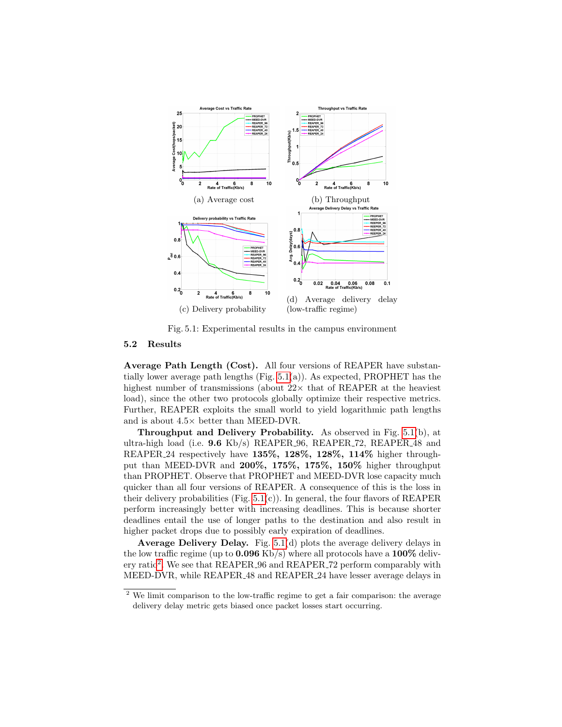(a) Average cost

(b) Throughput

(c) Delivery probability

(d) Average delivery delay (low-traffic regime)

Fig. 5.1: Experimental results in the campus environment

### 5.2 Results

**Average Path Length (Cost).** All four versions of REAPER have substantially lower average path lengths (Fig. 5.1(a)). As expected, PROPHET has the highest number of transmissions (about 22× that of REAPER at the heaviest load), since the other two protocols globally optimize their respective metrics. Further, REAPER exploits the small world to yield logarithmic path lengths and is about 4.5× better than MEED-DVR.

**Throughput and Delivery Probability.** As observed in Fig. 5.1(b), at ultra-high load (i.e. **9.6** Kb/s) REAPER_96, REAPER_72, REAPER_48 and REAPER_24 respectively have **135%, 128%, 128%, 114%** higher throughput than MEED-DVR and **200%, 175%, 175%, 150%** higher throughput than PROPHET. Observe that PROPHET and MEED-DVR lose capacity much quicker than all four versions of REAPER. A consequence of this is the loss in their delivery probabilities (Fig. 5.1(c)). In general, the four flavors of REAPER perform increasingly better with increasing deadlines. This is because shorter deadlines entail the use of longer paths to the destination and also result in higher packet drops due to possibly early expiration of deadlines.

**Average Delivery Delay.** Fig. 5.1(d) plots the average delivery delays in the low traffic regime (up to **0.096** Kb/s) where all protocols have a **100%** delivery ratio[2]. We see that REAPER_96 and REAPER_72 perform comparably with MEED-DVR, while REAPER_48 and REAPER_24 have lesser average delays in

[2] We limit comparison to the low-traffic regime to get a fair comparison: the average delivery delay metric gets biased once packet losses start occurring.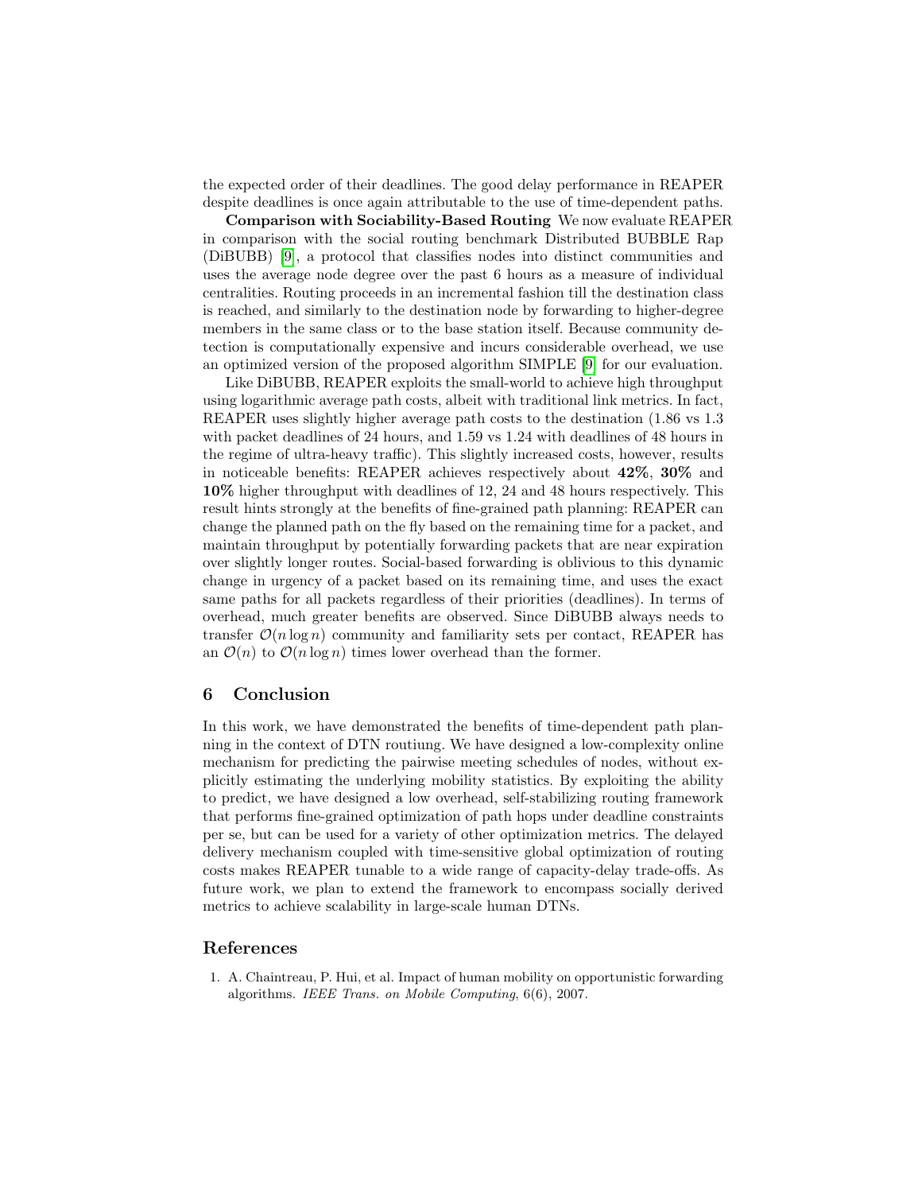the expected order of their deadlines. The good delay performance in REAPER despite deadlines is once again attributable to the use of time-dependent paths.

**Comparison with Sociability-Based Routing** We now evaluate REAPER in comparison with the social routing benchmark Distributed BUBBLE Rap (DiBUBB) [9], a protocol that classifies nodes into distinct communities and uses the average node degree over the past 6 hours as a measure of individual centralities. Routing proceeds in an incremental fashion till the destination class is reached, and similarly to the destination node by forwarding to higher-degree members in the same class or to the base station itself. Because community detection is computationally expensive and incurs considerable overhead, we use an optimized version of the proposed algorithm SIMPLE [9] for our evaluation.

Like DiBUBB, REAPER exploits the small-world to achieve high throughput using logarithmic average path costs, albeit with traditional link metrics. In fact, REAPER uses slightly higher average path costs to the destination (1.86 vs 1.3 with packet deadlines of 24 hours, and 1.59 vs 1.24 with deadlines of 48 hours in the regime of ultra-heavy traffic). This slightly increased costs, however, results in noticeable benefits: REAPER achieves respectively about **42%**, **30%** and **10%** higher throughput with deadlines of 12, 24 and 48 hours respectively. This result hints strongly at the benefits of fine-grained path planning: REAPER can change the planned path on the fly based on the remaining time for a packet, and maintain throughput by potentially forwarding packets that are near expiration over slightly longer routes. Social-based forwarding is oblivious to this dynamic change in urgency of a packet based on its remaining time, and uses the exact same paths for all packets regardless of their priorities (deadlines). In terms of overhead, much greater benefits are observed. Since DiBUBB always needs to transfer $\mathcal{O}(n \log n)$ community and familiarity sets per contact, REAPER has an $\mathcal{O}(n)$ to $\mathcal{O}(n \log n)$ times lower overhead than the former.

## 6 Conclusion

In this work, we have demonstrated the benefits of time-dependent path planning in the context of DTN routiung. We have designed a low-complexity online mechanism for predicting the pairwise meeting schedules of nodes, without explicitly estimating the underlying mobility statistics. By exploiting the ability to predict, we have designed a low overhead, self-stabilizing routing framework that performs fine-grained optimization of path hops under deadline constraints per se, but can be used for a variety of other optimization metrics. The delayed delivery mechanism coupled with time-sensitive global optimization of routing costs makes REAPER tunable to a wide range of capacity-delay trade-offs. As future work, we plan to extend the framework to encompass socially derived metrics to achieve scalability in large-scale human DTNs.

## References

1. A. Chaintreau, P. Hui, et al. Impact of human mobility on opportunistic forwarding algorithms. *IEEE Trans. on Mobile Computing*, 6(6), 2007.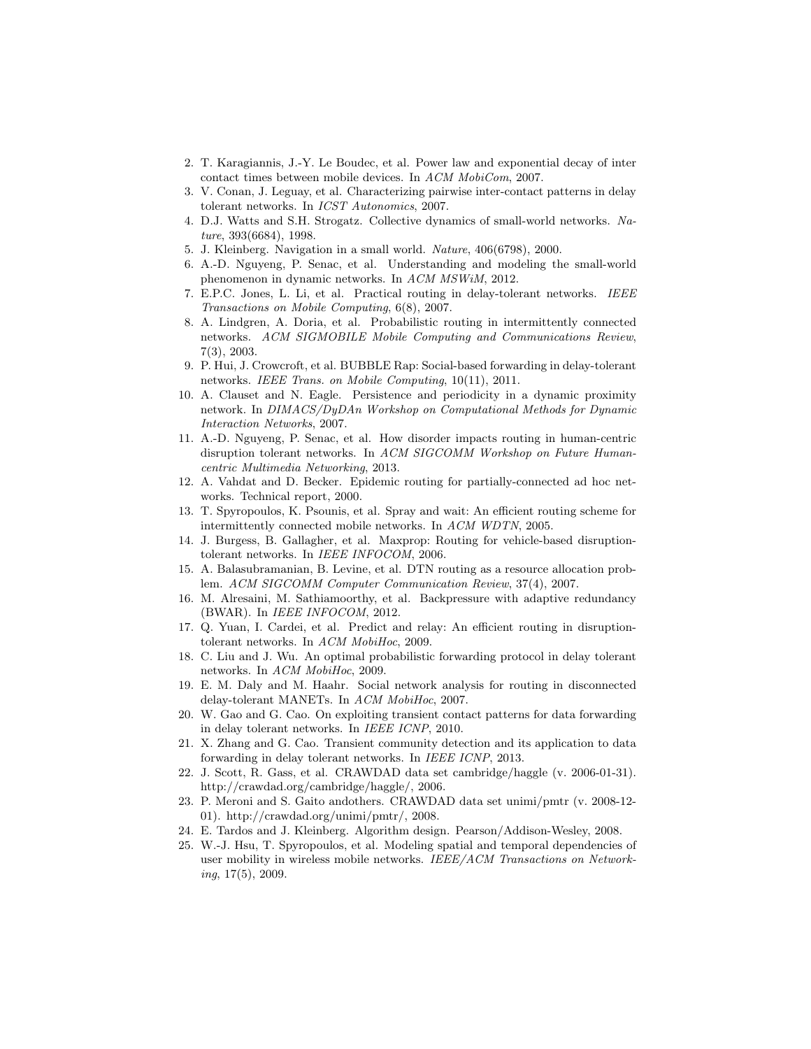2. T. Karagiannis, J.-Y. Le Boudec, et al. Power law and exponential decay of inter contact times between mobile devices. In *ACM MobiCom*, 2007.
3. V. Conan, J. Leguay, et al. Characterizing pairwise inter-contact patterns in delay tolerant networks. In *ICST Autonomics*, 2007.
4. D.J. Watts and S.H. Strogatz. Collective dynamics of small-world networks. *Nature*, 393(6684), 1998.
5. J. Kleinberg. Navigation in a small world. *Nature*, 406(6798), 2000.
6. A.-D. Nguyeng, P. Senac, et al. Understanding and modeling the small-world phenomenon in dynamic networks. In *ACM MSWiM*, 2012.
7. E.P.C. Jones, L. Li, et al. Practical routing in delay-tolerant networks. *IEEE Transactions on Mobile Computing*, 6(8), 2007.
8. A. Lindgren, A. Doria, et al. Probabilistic routing in intermittently connected networks. *ACM SIGMOBILE Mobile Computing and Communications Review*, 7(3), 2003.
9. P. Hui, J. Crowcroft, et al. BUBBLE Rap: Social-based forwarding in delay-tolerant networks. *IEEE Trans. on Mobile Computing*, 10(11), 2011.
10. A. Clauset and N. Eagle. Persistence and periodicity in a dynamic proximity network. In *DIMACS/DyDAn Workshop on Computational Methods for Dynamic Interaction Networks*, 2007.
11. A.-D. Nguyeng, P. Senac, et al. How disorder impacts routing in human-centric disruption tolerant networks. In *ACM SIGCOMM Workshop on Future Human-centric Multimedia Networking*, 2013.
12. A. Vahdat and D. Becker. Epidemic routing for partially-connected ad hoc networks. Technical report, 2000.
13. T. Spyropoulos, K. Psounis, et al. Spray and wait: An efficient routing scheme for intermittently connected mobile networks. In *ACM WDTN*, 2005.
14. J. Burgess, B. Gallagher, et al. Maxprop: Routing for vehicle-based disruption-tolerant networks. In *IEEE INFOCOM*, 2006.
15. A. Balasubramanian, B. Levine, et al. DTN routing as a resource allocation problem. *ACM SIGCOMM Computer Communication Review*, 37(4), 2007.
16. M. Alresaini, M. Sathiamoorthy, et al. Backpressure with adaptive redundancy (BWAR). In *IEEE INFOCOM*, 2012.
17. Q. Yuan, I. Cardei, et al. Predict and relay: An efficient routing in disruption-tolerant networks. In *ACM MobiHoc*, 2009.
18. C. Liu and J. Wu. An optimal probabilistic forwarding protocol in delay tolerant networks. In *ACM MobiHoc*, 2009.
19. E. M. Daly and M. Haahr. Social network analysis for routing in disconnected delay-tolerant MANETs. In *ACM MobiHoc*, 2007.
20. W. Gao and G. Cao. On exploiting transient contact patterns for data forwarding in delay tolerant networks. In *IEEE ICNP*, 2010.
21. X. Zhang and G. Cao. Transient community detection and its application to data forwarding in delay tolerant networks. In *IEEE ICNP*, 2013.
22. J. Scott, R. Gass, et al. CRAWDAD data set cambridge/haggle (v. 2006-01-31). http://crawdad.org/cambridge/haggle/, 2006.
23. P. Meroni and S. Gaito andothers. CRAWDAD data set unimi/pmtr (v. 2008-12-01). http://crawdad.org/unimi/pmtr/, 2008.
24. E. Tardos and J. Kleinberg. Algorithm design. Pearson/Addison-Wesley, 2008.
25. W.-J. Hsu, T. Spyropoulos, et al. Modeling spatial and temporal dependencies of user mobility in wireless mobile networks. *IEEE/ACM Transactions on Networking*, 17(5), 2009.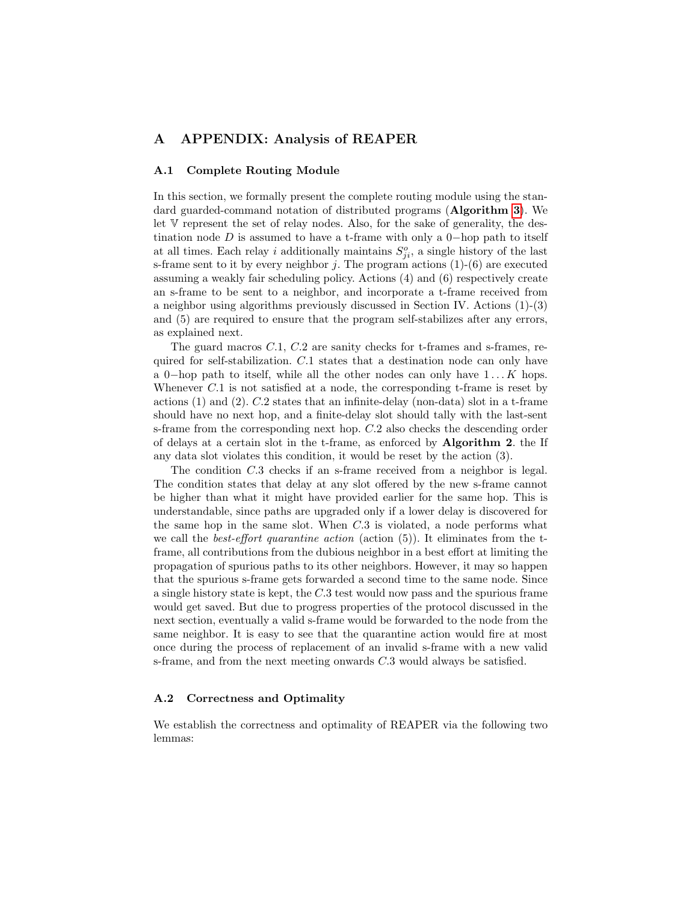# A APPENDIX: Analysis of REAPER

## A.1 Complete Routing Module

In this section, we formally present the complete routing module using the standard guarded-command notation of distributed programs (**Algorithm 3**). We let $\mathbb{V}$ represent the set of relay nodes. Also, for the sake of generality, the destination node $D$ is assumed to have a t-frame with only a $0-$hop path to itself at all times. Each relay $i$ additionally maintains $S^o_{ji}$, a single history of the last s-frame sent to it by every neighbor $j$. The program actions (1)-(6) are executed assuming a weakly fair scheduling policy. Actions (4) and (6) respectively create an s-frame to be sent to a neighbor, and incorporate a t-frame received from a neighbor using algorithms previously discussed in Section IV. Actions (1)-(3) and (5) are required to ensure that the program self-stabilizes after any errors, as explained next.

The guard macros $C.1$, $C.2$ are sanity checks for t-frames and s-frames, required for self-stabilization. $C.1$ states that a destination node can only have a $0-$hop path to itself, while all the other nodes can only have $1 \ldots K$ hops. Whenever $C.1$ is not satisfied at a node, the corresponding t-frame is reset by actions (1) and (2). $C.2$ states that an infinite-delay (non-data) slot in a t-frame should have no next hop, and a finite-delay slot should tally with the last-sent s-frame from the corresponding next hop. $C.2$ also checks the descending order of delays at a certain slot in the t-frame, as enforced by **Algorithm 2**. the If any data slot violates this condition, it would be reset by the action (3).

The condition $C.3$ checks if an s-frame received from a neighbor is legal. The condition states that delay at any slot offered by the new s-frame cannot be higher than what it might have provided earlier for the same hop. This is understandable, since paths are upgraded only if a lower delay is discovered for the same hop in the same slot. When $C.3$ is violated, a node performs what we call the *best-effort quarantine action* (action (5)). It eliminates from the t-frame, all contributions from the dubious neighbor in a best effort at limiting the propagation of spurious paths to its other neighbors. However, it may so happen that the spurious s-frame gets forwarded a second time to the same node. Since a single history state is kept, the $C.3$ test would now pass and the spurious frame would get saved. But due to progress properties of the protocol discussed in the next section, eventually a valid s-frame would be forwarded to the node from the same neighbor. It is easy to see that the quarantine action would fire at most once during the process of replacement of an invalid s-frame with a new valid s-frame, and from the next meeting onwards $C.3$ would always be satisfied.

## A.2 Correctness and Optimality

We establish the correctness and optimality of REAPER via the following two lemmas: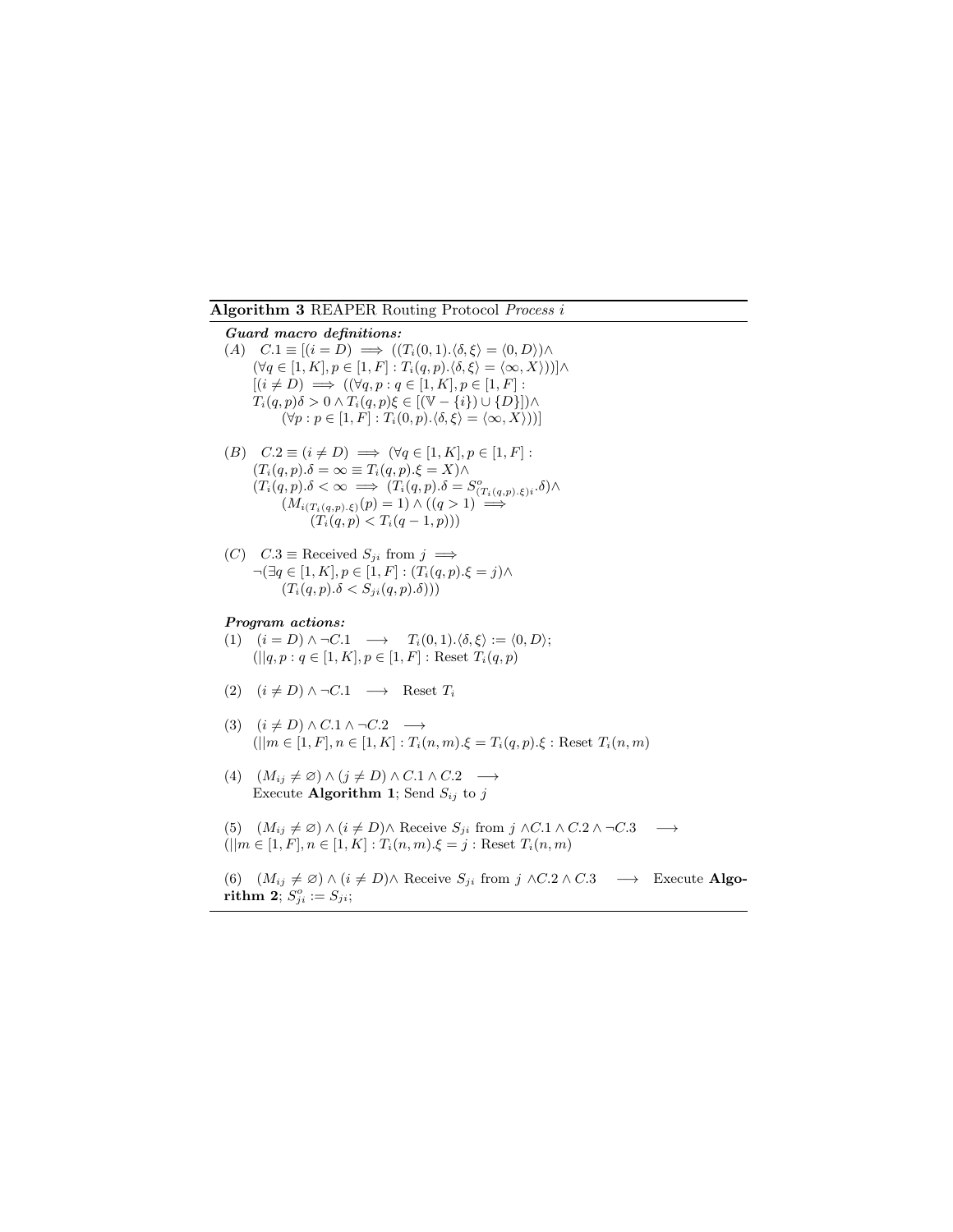**Algorithm 3** REAPER Routing Protocol *Process i*

***Guard macro definitions:***

(A) $C.1 \equiv [(i = D) \implies ((T_i(0,1).\langle\delta,\xi\rangle = \langle 0, D\rangle)\wedge$
$(\forall q \in [1,K], p \in [1,F] : T_i(q,p).\langle\delta,\xi\rangle = \langle\infty, X\rangle))]\wedge$
$[(i \neq D) \implies ((\forall q, p : q \in [1,K], p \in [1,F] :$
$T_i(q,p)\delta > 0 \wedge T_i(q,p)\xi \in [(\mathbb{V} - \{i\}) \cup \{D\}])\wedge$
$(\forall p : p \in [1,F] : T_i(0,p).\langle\delta,\xi\rangle = \langle\infty, X\rangle))]$

(B) $C.2 \equiv (i \neq D) \implies (\forall q \in [1,K], p \in [1,F] :$
$(T_i(q,p).\delta = \infty \equiv T_i(q,p).\xi = X)\wedge$
$(T_i(q,p).\delta < \infty \implies (T_i(q,p).\delta = S^o_{(T_i(q,p).\xi)i}.\delta)\wedge$
$(M_{i(T_i(q,p).\xi)}(p) = 1) \wedge ((q > 1) \implies$
$(T_i(q,p) < T_i(q-1,p)))$

(C) $C.3 \equiv$ Received $S_{ji}$ from $j \implies$
$\neg(\exists q \in [1,K], p \in [1,F] : (T_i(q,p).\xi = j)\wedge$
$(T_i(q,p).\delta < S_{ji}(q,p).\delta)))$

***Program actions:***

(1) $(i = D) \wedge \neg C.1 \longrightarrow T_i(0,1).\langle\delta,\xi\rangle := \langle 0, D\rangle;$
$(||q, p : q \in [1,K], p \in [1,F] :$ Reset $T_i(q,p)$

(2) $(i \neq D) \wedge \neg C.1 \longrightarrow$ Reset $T_i$

(3) $(i \neq D) \wedge C.1 \wedge \neg C.2 \longrightarrow$
$(||m \in [1,F], n \in [1,K] : T_i(n,m).\xi = T_i(q,p).\xi :$ Reset $T_i(n,m)$

(4) $(M_{ij} \neq \varnothing) \wedge (j \neq D) \wedge C.1 \wedge C.2 \longrightarrow$
Execute **Algorithm 1**; Send $S_{ij}$ to $j$

(5) $(M_{ij} \neq \varnothing) \wedge (i \neq D)\wedge$ Receive $S_{ji}$ from $j$ $\wedge C.1 \wedge C.2 \wedge \neg C.3 \longrightarrow$
$(||m \in [1,F], n \in [1,K] : T_i(n,m).\xi = j :$ Reset $T_i(n,m)$

(6) $(M_{ij} \neq \varnothing) \wedge (i \neq D)\wedge$ Receive $S_{ji}$ from $j$ $\wedge C.2 \wedge C.3 \longrightarrow$ Execute **Algorithm 2**; $S^o_{ji} := S_{ji}$;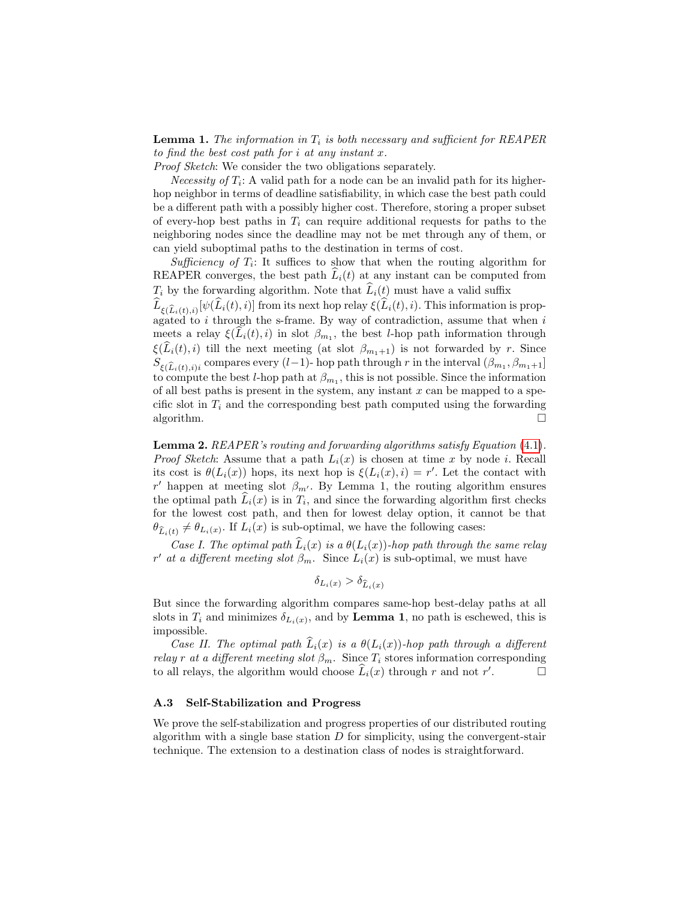**Lemma 1.** *The information in $T_i$ is both necessary and sufficient for REAPER to find the best cost path for $i$ at any instant $x$.*
*Proof Sketch*: We consider the two obligations separately.

*Necessity of $T_i$*: A valid path for a node can be an invalid path for its higher-hop neighbor in terms of deadline satisfiability, in which case the best path could be a different path with a possibly higher cost. Therefore, storing a proper subset of every-hop best paths in $T_i$ can require additional requests for paths to the neighboring nodes since the deadline may not be met through any of them, or can yield suboptimal paths to the destination in terms of cost.

*Sufficiency of $T_i$*: It suffices to show that when the routing algorithm for REAPER converges, the best path $\widehat{L}_i(t)$ at any instant can be computed from $T_i$ by the forwarding algorithm. Note that $\widehat{L}_i(t)$ must have a valid suffix $\widehat{L}_{\xi(\widehat{L}_i(t),i)}[\psi(\widehat{L}_i(t), i)]$ from its next hop relay $\xi(\widehat{L}_i(t), i)$. This information is propagated to $i$ through the s-frame. By way of contradiction, assume that when $i$ meets a relay $\xi(\widehat{L}_i(t), i)$ in slot $\beta_{m_1}$, the best $l$-hop path information through $\xi(\widehat{L}_i(t), i)$ till the next meeting (at slot $\beta_{m_1+1}$) is not forwarded by $r$. Since $S_{\xi(\widehat{L}_i(t),i)i}$ compares every $(l-1)$- hop path through $r$ in the interval $(\beta_{m_1}, \beta_{m_1+1}]$ to compute the best $l$-hop path at $\beta_{m_1}$, this is not possible. Since the information of all best paths is present in the system, any instant $x$ can be mapped to a specific slot in $T_i$ and the corresponding best path computed using the forwarding algorithm. □

**Lemma 2.** *REAPER's routing and forwarding algorithms satisfy Equation (4.1).*
*Proof Sketch*: Assume that a path $L_i(x)$ is chosen at time $x$ by node $i$. Recall its cost is $\theta(L_i(x))$ hops, its next hop is $\xi(L_i(x), i) = r'$. Let the contact with $r'$ happen at meeting slot $\beta_{m'}$. By Lemma 1, the routing algorithm ensures the optimal path $\widehat{L}_i(x)$ is in $T_i$, and since the forwarding algorithm first checks for the lowest cost path, and then for lowest delay option, it cannot be that $\theta_{\widehat{L}_i(t)} \neq \theta_{L_i(x)}$. If $L_i(x)$ is sub-optimal, we have the following cases:

*Case I. The optimal path $\widehat{L}_i(x)$ is a $\theta(L_i(x))$-hop path through the same relay $r'$ at a different meeting slot $\beta_m$.* Since $L_i(x)$ is sub-optimal, we must have

$$\delta_{L_i(x)} > \delta_{\widehat{L}_i(x)}$$

But since the forwarding algorithm compares same-hop best-delay paths at all slots in $T_i$ and minimizes $\delta_{L_i(x)}$, and by **Lemma 1**, no path is eschewed, this is impossible.

*Case II. The optimal path $\widehat{L}_i(x)$ is a $\theta(L_i(x))$-hop path through a different relay $r$ at a different meeting slot $\beta_m$.* Since $T_i$ stores information corresponding to all relays, the algorithm would choose $\widehat{L}_i(x)$ through $r$ and not $r'$. □

### A.3 Self-Stabilization and Progress

We prove the self-stabilization and progress properties of our distributed routing algorithm with a single base station $D$ for simplicity, using the convergent-stair technique. The extension to a destination class of nodes is straightforward.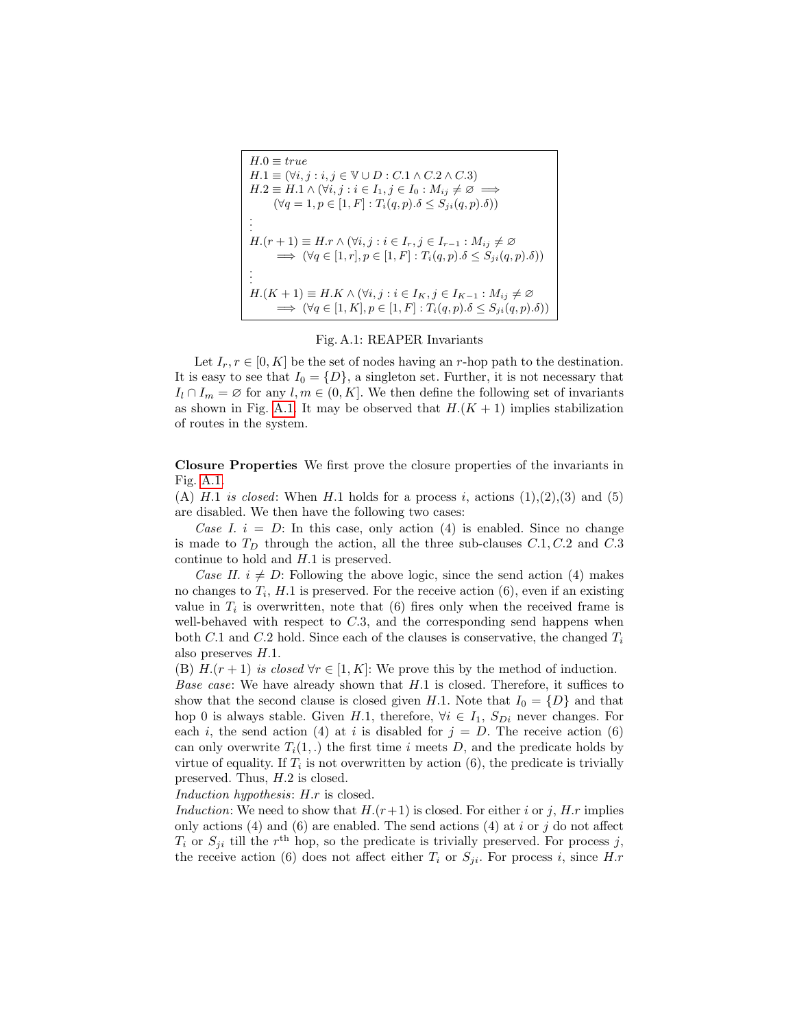$$
\begin{aligned}
&H.0 \equiv \mathit{true} \\
&H.1 \equiv (\forall i,j : i,j \in \mathbb{V} \cup D : C.1 \wedge C.2 \wedge C.3) \\
&H.2 \equiv H.1 \wedge (\forall i,j : i \in I_1, j \in I_0 : M_{ij} \neq \varnothing \implies \\
&\qquad (\forall q = 1, p \in [1,F] : T_i(q,p).\delta \leq S_{ji}(q,p).\delta)) \\
&\vdots \\
&H.(r+1) \equiv H.r \wedge (\forall i,j : i \in I_r, j \in I_{r-1} : M_{ij} \neq \varnothing \\
&\qquad \implies (\forall q \in [1,r], p \in [1,F] : T_i(q,p).\delta \leq S_{ji}(q,p).\delta)) \\
&\vdots \\
&H.(K+1) \equiv H.K \wedge (\forall i,j : i \in I_K, j \in I_{K-1} : M_{ij} \neq \varnothing \\
&\qquad \implies (\forall q \in [1,K], p \in [1,F] : T_i(q,p).\delta \leq S_{ji}(q,p).\delta))
\end{aligned}
$$

Fig. A.1: REAPER Invariants

Let $I_r, r \in [0,K]$ be the set of nodes having an $r$-hop path to the destination. It is easy to see that $I_0 = \{D\}$, a singleton set. Further, it is not necessary that $I_l \cap I_m = \varnothing$ for any $l, m \in (0,K]$. We then define the following set of invariants as shown in Fig. A.1. It may be observed that $H.(K+1)$ implies stabilization of routes in the system.

**Closure Properties** We first prove the closure properties of the invariants in Fig. A.1.

(A) $H.1$ *is closed*: When $H.1$ holds for a process $i$, actions (1),(2),(3) and (5) are disabled. We then have the following two cases:

*Case I.* $i = D$: In this case, only action (4) is enabled. Since no change is made to $T_D$ through the action, all the three sub-clauses $C.1, C.2$ and $C.3$ continue to hold and $H.1$ is preserved.

*Case II.* $i \neq D$: Following the above logic, since the send action (4) makes no changes to $T_i$, $H.1$ is preserved. For the receive action (6), even if an existing value in $T_i$ is overwritten, note that (6) fires only when the received frame is well-behaved with respect to $C.3$, and the corresponding send happens when both $C.1$ and $C.2$ hold. Since each of the clauses is conservative, the changed $T_i$ also preserves $H.1$.

(B) $H.(r+1)$ *is closed* $\forall r \in [1,K]$: We prove this by the method of induction.

*Base case*: We have already shown that $H.1$ is closed. Therefore, it suffices to show that the second clause is closed given $H.1$. Note that $I_0 = \{D\}$ and that hop 0 is always stable. Given $H.1$, therefore, $\forall i \in I_1$, $S_{Di}$ never changes. For each $i$, the send action (4) at $i$ is disabled for $j = D$. The receive action (6) can only overwrite $T_i(1,.)$ the first time $i$ meets $D$, and the predicate holds by virtue of equality. If $T_i$ is not overwritten by action (6), the predicate is trivially preserved. Thus, $H.2$ is closed.

*Induction hypothesis*: $H.r$ is closed.

*Induction*: We need to show that $H.(r+1)$ is closed. For either $i$ or $j$, $H.r$ implies only actions (4) and (6) are enabled. The send actions (4) at $i$ or $j$ do not affect $T_i$ or $S_{ji}$ till the $r^{\text{th}}$ hop, so the predicate is trivially preserved. For process $j$, the receive action (6) does not affect either $T_i$ or $S_{ji}$. For process $i$, since $H.r$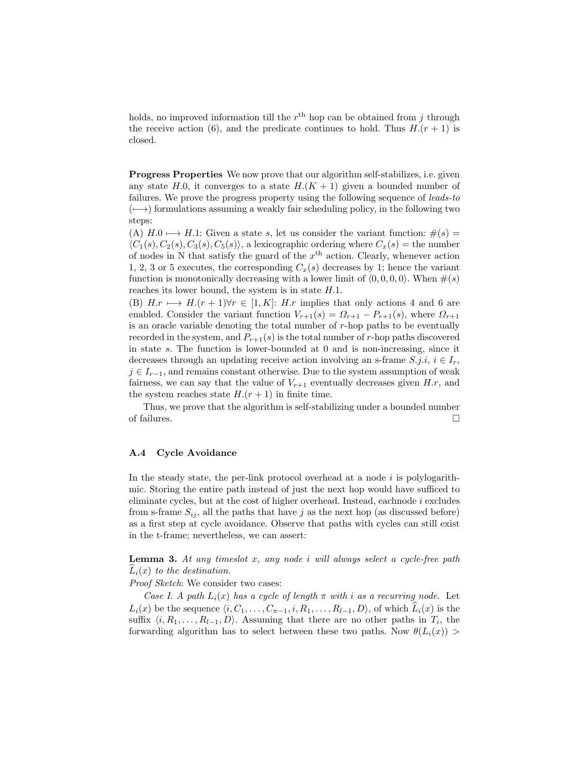holds, no improved information till the $r^{\text{th}}$ hop can be obtained from $j$ through the receive action (6), and the predicate continues to hold. Thus $H.(r+1)$ is closed.

**Progress Properties** We now prove that our algorithm self-stabilizes, i.e. given any state $H.0$, it converges to a state $H.(K+1)$ given a bounded number of failures. We prove the progress property using the following sequence of *leads-to* ($\longmapsto$) formulations assuming a weakly fair scheduling policy, in the following two steps:

(A) $H.0 \longmapsto H.1$: Given a state $s$, let us consider the variant function: $\#(s) = \langle C_1(s), C_2(s), C_3(s), C_5(s)\rangle$, a lexicographic ordering where $C_x(s)$ = the number of nodes in N that satisfy the guard of the $x^{\text{th}}$ action. Clearly, whenever action 1, 2, 3 or 5 executes, the corresponding $C_x(s)$ decreases by 1; hence the variant function is monotonically decreasing with a lower limit of $\langle 0, 0, 0, 0\rangle$. When $\#(s)$ reaches its lower bound, the system is in state $H.1$.

(B) $H.r \longmapsto H.(r+1) \forall r \in [1, K]$: $H.r$ implies that only actions 4 and 6 are enabled. Consider the variant function $V_{r+1}(s) = \Omega_{r+1} - P_{r+1}(s)$, where $\Omega_{r+1}$ is an oracle variable denoting the total number of $r$-hop paths to be eventually recorded in the system, and $P_{r+1}(s)$ is the total number of $r$-hop paths discovered in state $s$. The function is lower-bounded at 0 and is non-increasing, since it decreases through an updating receive action involving an s-frame $S.j.i$, $i \in I_r$, $j \in I_{r-1}$, and remains constant otherwise. Due to the system assumption of weak fairness, we can say that the value of $V_{r+1}$ eventually decreases given $H.r$, and the system reaches state $H.(r+1)$ in finite time.

Thus, we prove that the algorithm is self-stabilizing under a bounded number of failures. □

### A.4 Cycle Avoidance

In the steady state, the per-link protocol overhead at a node $i$ is polylogarithmic. Storing the entire path instead of just the next hop would have sufficed to eliminate cycles, but at the cost of higher overhead. Instead, eachnode $i$ excludes from s-frame $S_{ij}$, all the paths that have $j$ as the next hop (as discussed before) as a first step at cycle avoidance. Observe that paths with cycles can still exist in the t-frame; nevertheless, we can assert:

**Lemma 3.** *At any timeslot $x$, any node $i$ will always select a cycle-free path $\widehat{L}_i(x)$ to the destination.*

*Proof Sketch*: We consider two cases:

*Case I. A path $L_i(x)$ has a cycle of length $\pi$ with $i$ as a recurring node.* Let $L_i(x)$ be the sequence $\langle i, C_1, \ldots, C_{\pi-1}, i, R_1, \ldots, R_{l-1}, D\rangle$, of which $\widehat{L}_i(x)$ is the suffix $\langle i, R_1, \ldots, R_{l-1}, D\rangle$. Assuming that there are no other paths in $T_i$, the forwarding algorithm has to select between these two paths. Now $\theta(L_i(x)) >$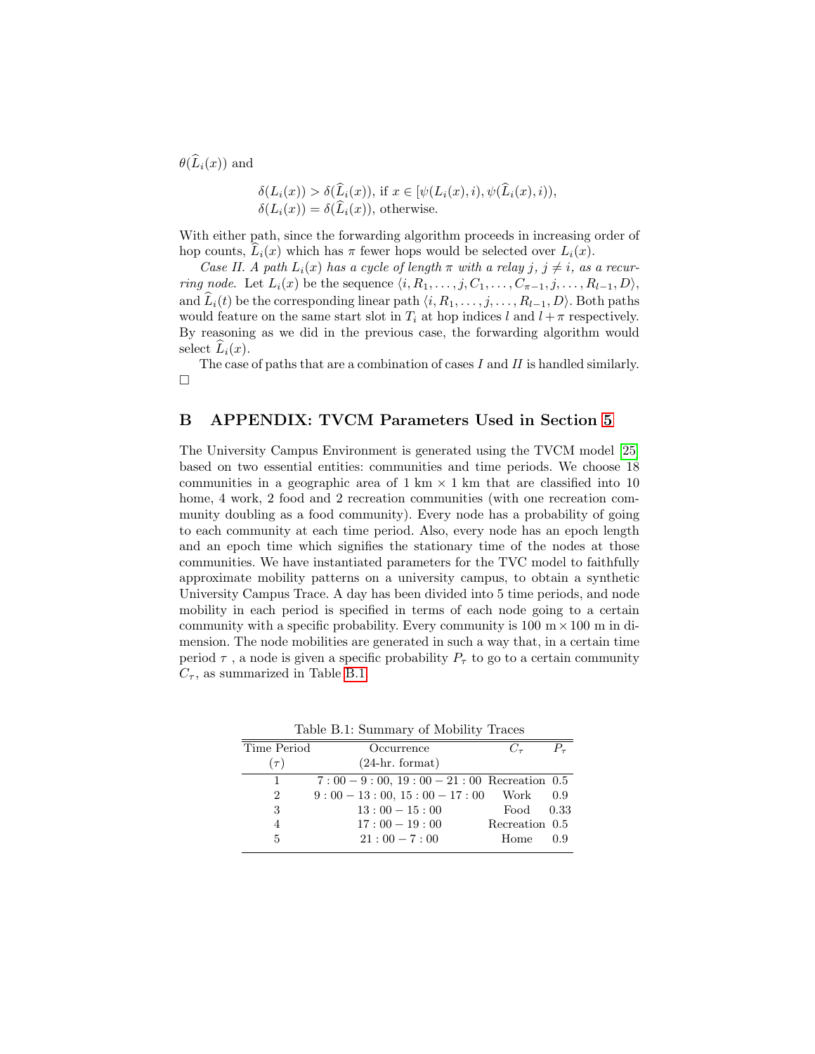$\theta(\widehat{L}_i(x))$ and

$$\delta(L_i(x)) > \delta(\widehat{L}_i(x)), \text{ if } x \in [\psi(L_i(x), i), \psi(\widehat{L}_i(x), i)),$$
$$\delta(L_i(x)) = \delta(\widehat{L}_i(x)), \text{ otherwise.}$$

With either path, since the forwarding algorithm proceeds in increasing order of hop counts, $\widehat{L}_i(x)$ which has $\pi$ fewer hops would be selected over $L_i(x)$.

*Case II. A path $L_i(x)$ has a cycle of length $\pi$ with a relay $j$, $j \neq i$, as a recurring node.* Let $L_i(x)$ be the sequence $\langle i, R_1, \ldots, j, C_1, \ldots, C_{\pi-1}, j, \ldots, R_{l-1}, D\rangle$, and $\widehat{L}_i(t)$ be the corresponding linear path $\langle i, R_1, \ldots, j, \ldots, R_{l-1}, D\rangle$. Both paths would feature on the same start slot in $T_i$ at hop indices $l$ and $l + \pi$ respectively. By reasoning as we did in the previous case, the forwarding algorithm would select $\widehat{L}_i(x)$.

The case of paths that are a combination of cases *I* and *II* is handled similarly. □

## B APPENDIX: TVCM Parameters Used in Section 5

The University Campus Environment is generated using the TVCM model [25] based on two essential entities: communities and time periods. We choose 18 communities in a geographic area of 1 km × 1 km that are classified into 10 home, 4 work, 2 food and 2 recreation communities (with one recreation community doubling as a food community). Every node has a probability of going to each community at each time period. Also, every node has an epoch length and an epoch time which signifies the stationary time of the nodes at those communities. We have instantiated parameters for the TVC model to faithfully approximate mobility patterns on a university campus, to obtain a synthetic University Campus Trace. A day has been divided into 5 time periods, and node mobility in each period is specified in terms of each node going to a certain community with a specific probability. Every community is 100 m × 100 m in dimension. The node mobilities are generated in such a way that, in a certain time period $\tau$ , a node is given a specific probability $P_\tau$ to go to a certain community $C_\tau$, as summarized in Table B.1.

Table B.1: Summary of Mobility Traces

| Time Period ($\tau$) | Occurrence (24-hr. format) | $C_\tau$ | $P_\tau$ |
|---|---|---|---|
| 1 | $7:00-9:00$, $19:00-21:00$ | Recreation | 0.5 |
| 2 | $9:00-13:00$, $15:00-17:00$ | Work | 0.9 |
| 3 | $13:00-15:00$ | Food | 0.33 |
| 4 | $17:00-19:00$ | Recreation | 0.5 |
| 5 | $21:00-7:00$ | Home | 0.9 |